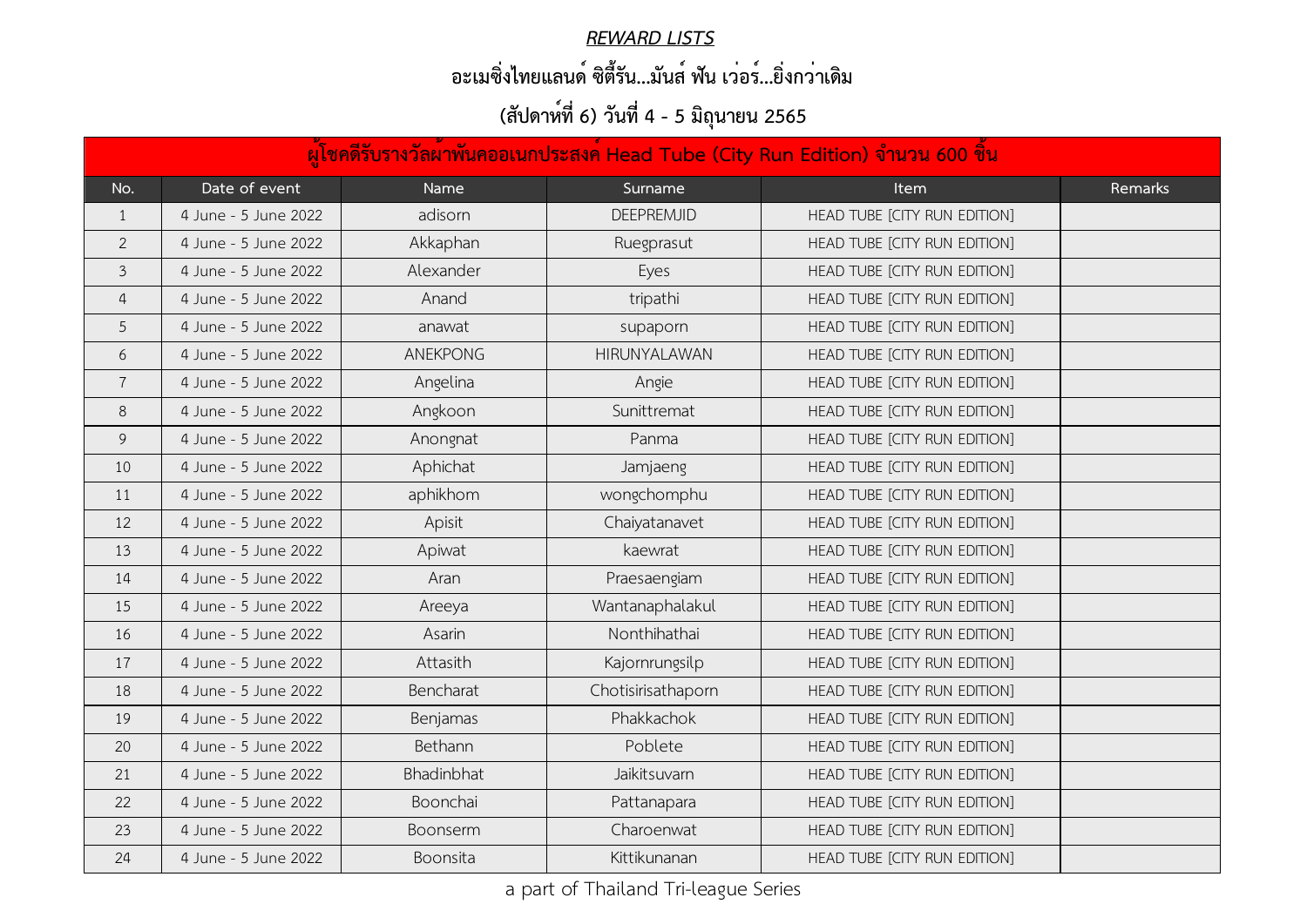***REWARD LISTS***

**อะเมซิ่งไทยแลนด์ ซิตี้รัน...มันส์ ฟัน เว่อร์...ยิ่งกว่าเดิม**

**(สัปดาห์ที่ 6) วันที่ 4 - 5 มิถุนายน 2565**

| ผู้โชคดีรับรางวัลผ้าพันคออเนกประสงค์ Head Tube (City Run Edition) จำนวน 600 ชิ้น | | | | | |
|---|---|---|---|---|---|
| No. | Date of event | Name | Surname | Item | Remarks |
| 1 | 4 June - 5 June 2022 | adisorn | DEEPREMJID | HEAD TUBE [CITY RUN EDITION] | |
| 2 | 4 June - 5 June 2022 | Akkaphan | Ruegprasut | HEAD TUBE [CITY RUN EDITION] | |
| 3 | 4 June - 5 June 2022 | Alexander | Eyes | HEAD TUBE [CITY RUN EDITION] | |
| 4 | 4 June - 5 June 2022 | Anand | tripathi | HEAD TUBE [CITY RUN EDITION] | |
| 5 | 4 June - 5 June 2022 | anawat | supaporn | HEAD TUBE [CITY RUN EDITION] | |
| 6 | 4 June - 5 June 2022 | ANEKPONG | HIRUNYALAWAN | HEAD TUBE [CITY RUN EDITION] | |
| 7 | 4 June - 5 June 2022 | Angelina | Angie | HEAD TUBE [CITY RUN EDITION] | |
| 8 | 4 June - 5 June 2022 | Angkoon | Sunittremat | HEAD TUBE [CITY RUN EDITION] | |
| 9 | 4 June - 5 June 2022 | Anongnat | Panma | HEAD TUBE [CITY RUN EDITION] | |
| 10 | 4 June - 5 June 2022 | Aphichat | Jamjaeng | HEAD TUBE [CITY RUN EDITION] | |
| 11 | 4 June - 5 June 2022 | aphikhom | wongchomphu | HEAD TUBE [CITY RUN EDITION] | |
| 12 | 4 June - 5 June 2022 | Apisit | Chaiyatanavet | HEAD TUBE [CITY RUN EDITION] | |
| 13 | 4 June - 5 June 2022 | Apiwat | kaewrat | HEAD TUBE [CITY RUN EDITION] | |
| 14 | 4 June - 5 June 2022 | Aran | Praesaengiam | HEAD TUBE [CITY RUN EDITION] | |
| 15 | 4 June - 5 June 2022 | Areeya | Wantanaphalakul | HEAD TUBE [CITY RUN EDITION] | |
| 16 | 4 June - 5 June 2022 | Asarin | Nonthihathai | HEAD TUBE [CITY RUN EDITION] | |
| 17 | 4 June - 5 June 2022 | Attasith | Kajornrungsilp | HEAD TUBE [CITY RUN EDITION] | |
| 18 | 4 June - 5 June 2022 | Bencharat | Chotisirisathaporn | HEAD TUBE [CITY RUN EDITION] | |
| 19 | 4 June - 5 June 2022 | Benjamas | Phakkachok | HEAD TUBE [CITY RUN EDITION] | |
| 20 | 4 June - 5 June 2022 | Bethann | Poblete | HEAD TUBE [CITY RUN EDITION] | |
| 21 | 4 June - 5 June 2022 | Bhadinbhat | Jaikitsuvarn | HEAD TUBE [CITY RUN EDITION] | |
| 22 | 4 June - 5 June 2022 | Boonchai | Pattanapara | HEAD TUBE [CITY RUN EDITION] | |
| 23 | 4 June - 5 June 2022 | Boonserm | Charoenwat | HEAD TUBE [CITY RUN EDITION] | |
| 24 | 4 June - 5 June 2022 | Boonsita | Kittikunanan | HEAD TUBE [CITY RUN EDITION] | |

a part of Thailand Tri-league Series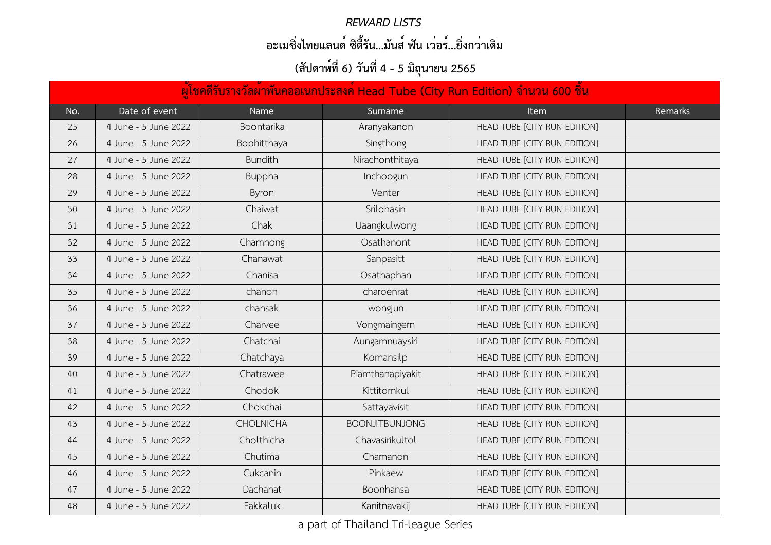***REWARD LISTS***

**อะเมซิ่งไทยแลนด์ ซิตี้รัน...มันส์ ฟัน เว่อร์...ยิ่งกว่าเดิม**

**(สัปดาห์ที่ 6) วันที่ 4 - 5 มิถุนายน 2565**

| ผู้โชคดีรับรางวัลผ้าพันคออเนกประสงค์ Head Tube (City Run Edition) จำนวน 600 ชิ้น | | | | | |
|---|---|---|---|---|---|
| No. | Date of event | Name | Surname | Item | Remarks |
| 25 | 4 June - 5 June 2022 | Boontarika | Aranyakanon | HEAD TUBE [CITY RUN EDITION] | |
| 26 | 4 June - 5 June 2022 | Bophitthaya | Singthong | HEAD TUBE [CITY RUN EDITION] | |
| 27 | 4 June - 5 June 2022 | Bundith | Nirachonthitaya | HEAD TUBE [CITY RUN EDITION] | |
| 28 | 4 June - 5 June 2022 | Buppha | Inchoogun | HEAD TUBE [CITY RUN EDITION] | |
| 29 | 4 June - 5 June 2022 | Byron | Venter | HEAD TUBE [CITY RUN EDITION] | |
| 30 | 4 June - 5 June 2022 | Chaiwat | Srilohasin | HEAD TUBE [CITY RUN EDITION] | |
| 31 | 4 June - 5 June 2022 | Chak | Uaangkulwong | HEAD TUBE [CITY RUN EDITION] | |
| 32 | 4 June - 5 June 2022 | Chamnong | Osathanont | HEAD TUBE [CITY RUN EDITION] | |
| 33 | 4 June - 5 June 2022 | Chanawat | Sanpasitt | HEAD TUBE [CITY RUN EDITION] | |
| 34 | 4 June - 5 June 2022 | Chanisa | Osathaphan | HEAD TUBE [CITY RUN EDITION] | |
| 35 | 4 June - 5 June 2022 | chanon | charoenrat | HEAD TUBE [CITY RUN EDITION] | |
| 36 | 4 June - 5 June 2022 | chansak | wongjun | HEAD TUBE [CITY RUN EDITION] | |
| 37 | 4 June - 5 June 2022 | Charvee | Vongmaingern | HEAD TUBE [CITY RUN EDITION] | |
| 38 | 4 June - 5 June 2022 | Chatchai | Aungamnuaysiri | HEAD TUBE [CITY RUN EDITION] | |
| 39 | 4 June - 5 June 2022 | Chatchaya | Komansilp | HEAD TUBE [CITY RUN EDITION] | |
| 40 | 4 June - 5 June 2022 | Chatrawee | Piamthanapiyakit | HEAD TUBE [CITY RUN EDITION] | |
| 41 | 4 June - 5 June 2022 | Chodok | Kittitornkul | HEAD TUBE [CITY RUN EDITION] | |
| 42 | 4 June - 5 June 2022 | Chokchai | Sattayavisit | HEAD TUBE [CITY RUN EDITION] | |
| 43 | 4 June - 5 June 2022 | CHOLNICHA | BOONJITBUNJONG | HEAD TUBE [CITY RUN EDITION] | |
| 44 | 4 June - 5 June 2022 | Cholthicha | Chavasirikultol | HEAD TUBE [CITY RUN EDITION] | |
| 45 | 4 June - 5 June 2022 | Chutima | Chamanon | HEAD TUBE [CITY RUN EDITION] | |
| 46 | 4 June - 5 June 2022 | Cukcanin | Pinkaew | HEAD TUBE [CITY RUN EDITION] | |
| 47 | 4 June - 5 June 2022 | Dachanat | Boonhansa | HEAD TUBE [CITY RUN EDITION] | |
| 48 | 4 June - 5 June 2022 | Eakkaluk | Kanitnavakij | HEAD TUBE [CITY RUN EDITION] | |

a part of Thailand Tri-league Series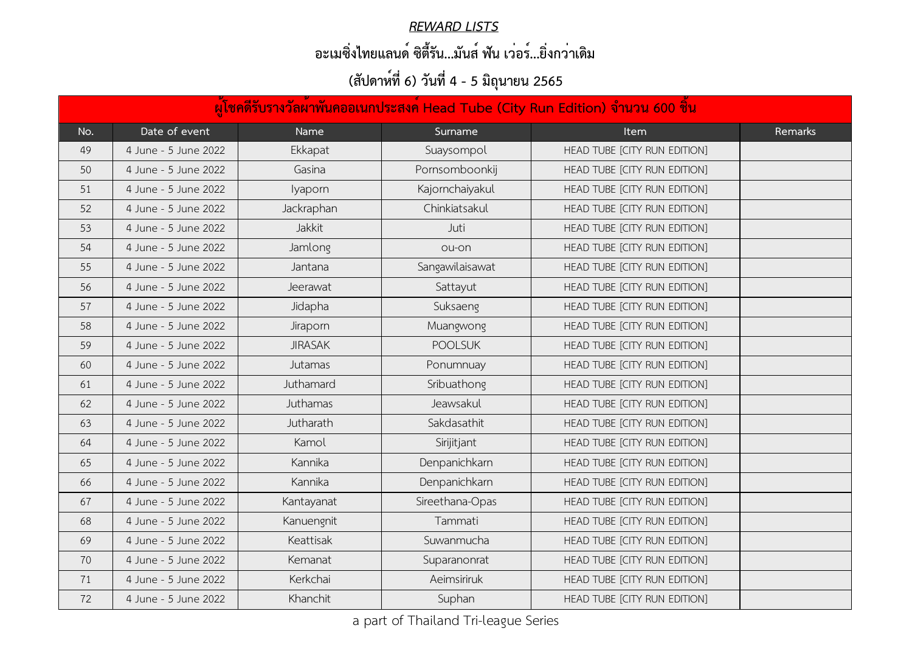***REWARD LISTS***

**อะเมซิ่งไทยแลนด์ ซิตี้รัน...มันส์ ฟัน เว่อร์...ยิ่งกว่าเดิม**

**(สัปดาห์ที่ 6) วันที่ 4 - 5 มิถุนายน 2565**

| ผู้โชคดีรับรางวัลผ้าพันคออเนกประสงค์ Head Tube (City Run Edition) จำนวน 600 ชิ้น | | | | | |
|---|---|---|---|---|---|
| No. | Date of event | Name | Surname | Item | Remarks |
| 49 | 4 June - 5 June 2022 | Ekkapat | Suaysompol | HEAD TUBE [CITY RUN EDITION] | |
| 50 | 4 June - 5 June 2022 | Gasina | Pornsomboonkij | HEAD TUBE [CITY RUN EDITION] | |
| 51 | 4 June - 5 June 2022 | Iyaporn | Kajornchaiyakul | HEAD TUBE [CITY RUN EDITION] | |
| 52 | 4 June - 5 June 2022 | Jackraphan | Chinkiatsakul | HEAD TUBE [CITY RUN EDITION] | |
| 53 | 4 June - 5 June 2022 | Jakkit | Juti | HEAD TUBE [CITY RUN EDITION] | |
| 54 | 4 June - 5 June 2022 | Jamlong | ou-on | HEAD TUBE [CITY RUN EDITION] | |
| 55 | 4 June - 5 June 2022 | Jantana | Sangawilaisawat | HEAD TUBE [CITY RUN EDITION] | |
| 56 | 4 June - 5 June 2022 | Jeerawat | Sattayut | HEAD TUBE [CITY RUN EDITION] | |
| 57 | 4 June - 5 June 2022 | Jidapha | Suksaeng | HEAD TUBE [CITY RUN EDITION] | |
| 58 | 4 June - 5 June 2022 | Jiraporn | Muangwong | HEAD TUBE [CITY RUN EDITION] | |
| 59 | 4 June - 5 June 2022 | JIRASAK | POOLSUK | HEAD TUBE [CITY RUN EDITION] | |
| 60 | 4 June - 5 June 2022 | Jutamas | Ponumnuay | HEAD TUBE [CITY RUN EDITION] | |
| 61 | 4 June - 5 June 2022 | Juthamard | Sribuathong | HEAD TUBE [CITY RUN EDITION] | |
| 62 | 4 June - 5 June 2022 | Juthamas | Jeawsakul | HEAD TUBE [CITY RUN EDITION] | |
| 63 | 4 June - 5 June 2022 | Jutharath | Sakdasathit | HEAD TUBE [CITY RUN EDITION] | |
| 64 | 4 June - 5 June 2022 | Kamol | Sirijitjant | HEAD TUBE [CITY RUN EDITION] | |
| 65 | 4 June - 5 June 2022 | Kannika | Denpanichkarn | HEAD TUBE [CITY RUN EDITION] | |
| 66 | 4 June - 5 June 2022 | Kannika | Denpanichkarn | HEAD TUBE [CITY RUN EDITION] | |
| 67 | 4 June - 5 June 2022 | Kantayanat | Sireethana-Opas | HEAD TUBE [CITY RUN EDITION] | |
| 68 | 4 June - 5 June 2022 | Kanuengnit | Tammati | HEAD TUBE [CITY RUN EDITION] | |
| 69 | 4 June - 5 June 2022 | Keattisak | Suwanmucha | HEAD TUBE [CITY RUN EDITION] | |
| 70 | 4 June - 5 June 2022 | Kemanat | Suparanonrat | HEAD TUBE [CITY RUN EDITION] | |
| 71 | 4 June - 5 June 2022 | Kerkchai | Aeimsiriruk | HEAD TUBE [CITY RUN EDITION] | |
| 72 | 4 June - 5 June 2022 | Khanchit | Suphan | HEAD TUBE [CITY RUN EDITION] | |

a part of Thailand Tri-league Series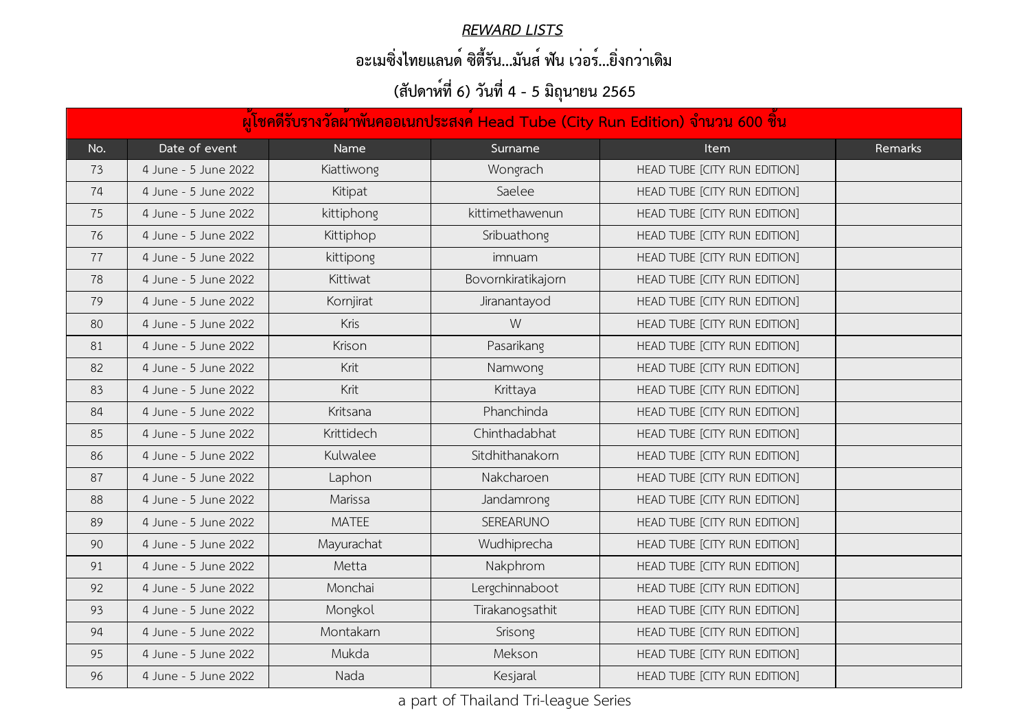***REWARD LISTS***

**อะเมซิ่งไทยแลนด์ ซิตี้รัน...มันส์ ฟัน เว่อร์...ยิ่งกว่าเดิม**

**(สัปดาห์ที่ 6) วันที่ 4 - 5 มิถุนายน 2565**

| ผู้โชคดีรับรางวัลผ้าพันคออเนกประสงค์ Head Tube (City Run Edition) จำนวน 600 ชิ้น | | | | | |
|---|---|---|---|---|---|
| No. | Date of event | Name | Surname | Item | Remarks |
| 73 | 4 June - 5 June 2022 | Kiattiwong | Wongrach | HEAD TUBE [CITY RUN EDITION] | |
| 74 | 4 June - 5 June 2022 | Kitipat | Saelee | HEAD TUBE [CITY RUN EDITION] | |
| 75 | 4 June - 5 June 2022 | kittiphong | kittimethawenun | HEAD TUBE [CITY RUN EDITION] | |
| 76 | 4 June - 5 June 2022 | Kittiphop | Sribuathong | HEAD TUBE [CITY RUN EDITION] | |
| 77 | 4 June - 5 June 2022 | kittipong | imnuam | HEAD TUBE [CITY RUN EDITION] | |
| 78 | 4 June - 5 June 2022 | Kittiwat | Bovornkiratikajorn | HEAD TUBE [CITY RUN EDITION] | |
| 79 | 4 June - 5 June 2022 | Kornjirat | Jiranantayod | HEAD TUBE [CITY RUN EDITION] | |
| 80 | 4 June - 5 June 2022 | Kris | W | HEAD TUBE [CITY RUN EDITION] | |
| 81 | 4 June - 5 June 2022 | Krison | Pasarikang | HEAD TUBE [CITY RUN EDITION] | |
| 82 | 4 June - 5 June 2022 | Krit | Namwong | HEAD TUBE [CITY RUN EDITION] | |
| 83 | 4 June - 5 June 2022 | Krit | Krittaya | HEAD TUBE [CITY RUN EDITION] | |
| 84 | 4 June - 5 June 2022 | Kritsana | Phanchinda | HEAD TUBE [CITY RUN EDITION] | |
| 85 | 4 June - 5 June 2022 | Krittidech | Chinthadabhat | HEAD TUBE [CITY RUN EDITION] | |
| 86 | 4 June - 5 June 2022 | Kulwalee | Sitdhithanakorn | HEAD TUBE [CITY RUN EDITION] | |
| 87 | 4 June - 5 June 2022 | Laphon | Nakcharoen | HEAD TUBE [CITY RUN EDITION] | |
| 88 | 4 June - 5 June 2022 | Marissa | Jandamrong | HEAD TUBE [CITY RUN EDITION] | |
| 89 | 4 June - 5 June 2022 | MATEE | SEREARUNO | HEAD TUBE [CITY RUN EDITION] | |
| 90 | 4 June - 5 June 2022 | Mayurachat | Wudhiprecha | HEAD TUBE [CITY RUN EDITION] | |
| 91 | 4 June - 5 June 2022 | Metta | Nakphrom | HEAD TUBE [CITY RUN EDITION] | |
| 92 | 4 June - 5 June 2022 | Monchai | Lergchinnaboot | HEAD TUBE [CITY RUN EDITION] | |
| 93 | 4 June - 5 June 2022 | Mongkol | Tirakanogsathit | HEAD TUBE [CITY RUN EDITION] | |
| 94 | 4 June - 5 June 2022 | Montakarn | Srisong | HEAD TUBE [CITY RUN EDITION] | |
| 95 | 4 June - 5 June 2022 | Mukda | Mekson | HEAD TUBE [CITY RUN EDITION] | |
| 96 | 4 June - 5 June 2022 | Nada | Kesjaral | HEAD TUBE [CITY RUN EDITION] | |

a part of Thailand Tri-league Series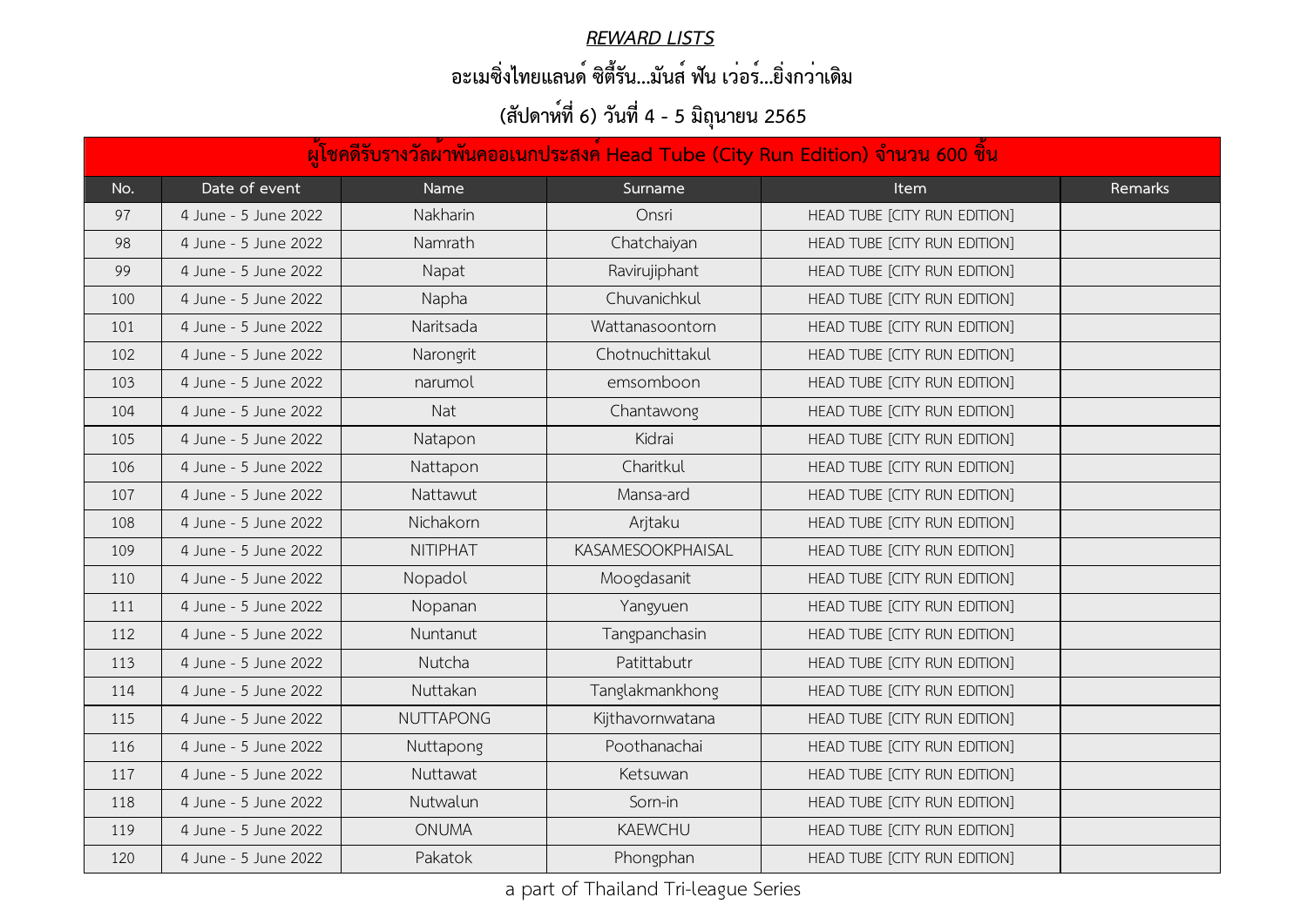***REWARD LISTS***

**อะเมซิ่งไทยแลนด์ ซิตี้รัน...มันส์ ฟัน เว่อร์...ยิ่งกว่าเดิม**

**(สัปดาห์ที่ 6) วันที่ 4 - 5 มิถุนายน 2565**

| ผู้โชคดีรับรางวัลผ้าพันคออเนกประสงค์ Head Tube (City Run Edition) จำนวน 600 ชิ้น | | | | | |
|---|---|---|---|---|---|
| No. | Date of event | Name | Surname | Item | Remarks |
| 97 | 4 June - 5 June 2022 | Nakharin | Onsri | HEAD TUBE [CITY RUN EDITION] | |
| 98 | 4 June - 5 June 2022 | Namrath | Chatchaiyan | HEAD TUBE [CITY RUN EDITION] | |
| 99 | 4 June - 5 June 2022 | Napat | Ravirujiphant | HEAD TUBE [CITY RUN EDITION] | |
| 100 | 4 June - 5 June 2022 | Napha | Chuvanichkul | HEAD TUBE [CITY RUN EDITION] | |
| 101 | 4 June - 5 June 2022 | Naritsada | Wattanasoontorn | HEAD TUBE [CITY RUN EDITION] | |
| 102 | 4 June - 5 June 2022 | Narongrit | Chotnuchittakul | HEAD TUBE [CITY RUN EDITION] | |
| 103 | 4 June - 5 June 2022 | narumol | emsomboon | HEAD TUBE [CITY RUN EDITION] | |
| 104 | 4 June - 5 June 2022 | Nat | Chantawong | HEAD TUBE [CITY RUN EDITION] | |
| 105 | 4 June - 5 June 2022 | Natapon | Kidrai | HEAD TUBE [CITY RUN EDITION] | |
| 106 | 4 June - 5 June 2022 | Nattapon | Charitkul | HEAD TUBE [CITY RUN EDITION] | |
| 107 | 4 June - 5 June 2022 | Nattawut | Mansa-ard | HEAD TUBE [CITY RUN EDITION] | |
| 108 | 4 June - 5 June 2022 | Nichakorn | Arjtaku | HEAD TUBE [CITY RUN EDITION] | |
| 109 | 4 June - 5 June 2022 | NITIPHAT | KASAMESOOKPHAISAL | HEAD TUBE [CITY RUN EDITION] | |
| 110 | 4 June - 5 June 2022 | Nopadol | Moogdasanit | HEAD TUBE [CITY RUN EDITION] | |
| 111 | 4 June - 5 June 2022 | Nopanan | Yangyuen | HEAD TUBE [CITY RUN EDITION] | |
| 112 | 4 June - 5 June 2022 | Nuntanut | Tangpanchasin | HEAD TUBE [CITY RUN EDITION] | |
| 113 | 4 June - 5 June 2022 | Nutcha | Patittabutr | HEAD TUBE [CITY RUN EDITION] | |
| 114 | 4 June - 5 June 2022 | Nuttakan | Tanglakmankhong | HEAD TUBE [CITY RUN EDITION] | |
| 115 | 4 June - 5 June 2022 | NUTTAPONG | Kijthavornwatana | HEAD TUBE [CITY RUN EDITION] | |
| 116 | 4 June - 5 June 2022 | Nuttapong | Poothanachai | HEAD TUBE [CITY RUN EDITION] | |
| 117 | 4 June - 5 June 2022 | Nuttawat | Ketsuwan | HEAD TUBE [CITY RUN EDITION] | |
| 118 | 4 June - 5 June 2022 | Nutwalun | Sorn-in | HEAD TUBE [CITY RUN EDITION] | |
| 119 | 4 June - 5 June 2022 | ONUMA | KAEWCHU | HEAD TUBE [CITY RUN EDITION] | |
| 120 | 4 June - 5 June 2022 | Pakatok | Phongphan | HEAD TUBE [CITY RUN EDITION] | |

a part of Thailand Tri-league Series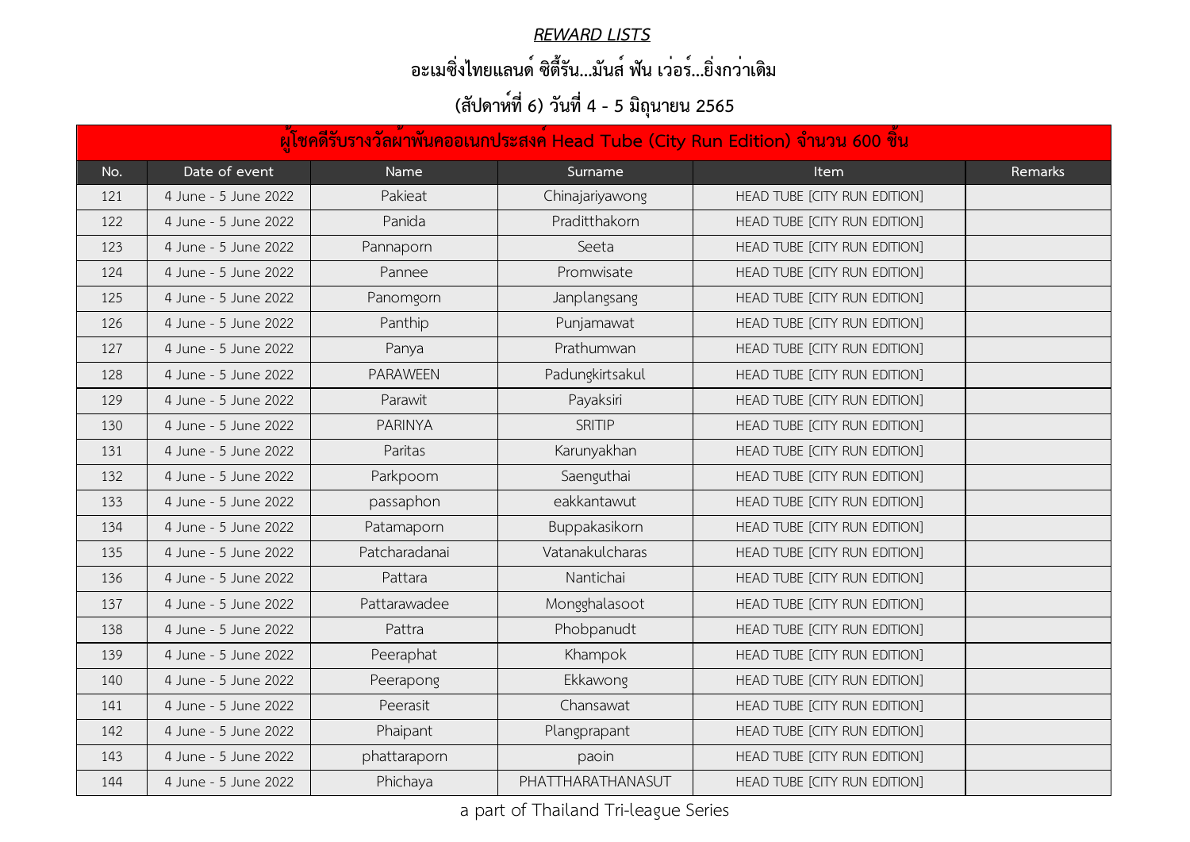***REWARD LISTS***

**อะเมซิ่งไทยแลนด์ ซิตี้รัน...มันส์ ฟัน เว่อร์...ยิ่งกว่าเดิม**

**(สัปดาห์ที่ 6) วันที่ 4 - 5 มิถุนายน 2565**

| ผู้โชคดีรับรางวัลผ้าพันคออเนกประสงค์ Head Tube (City Run Edition) จำนวน 600 ชิ้น | | | | | |
|---|---|---|---|---|---|
| No. | Date of event | Name | Surname | Item | Remarks |
| 121 | 4 June - 5 June 2022 | Pakieat | Chinajariyawong | HEAD TUBE [CITY RUN EDITION] | |
| 122 | 4 June - 5 June 2022 | Panida | Praditthakorn | HEAD TUBE [CITY RUN EDITION] | |
| 123 | 4 June - 5 June 2022 | Pannaporn | Seeta | HEAD TUBE [CITY RUN EDITION] | |
| 124 | 4 June - 5 June 2022 | Pannee | Promwisate | HEAD TUBE [CITY RUN EDITION] | |
| 125 | 4 June - 5 June 2022 | Panomgorn | Janplangsang | HEAD TUBE [CITY RUN EDITION] | |
| 126 | 4 June - 5 June 2022 | Panthip | Punjamawat | HEAD TUBE [CITY RUN EDITION] | |
| 127 | 4 June - 5 June 2022 | Panya | Prathumwan | HEAD TUBE [CITY RUN EDITION] | |
| 128 | 4 June - 5 June 2022 | PARAWEEN | Padungkirtsakul | HEAD TUBE [CITY RUN EDITION] | |
| 129 | 4 June - 5 June 2022 | Parawit | Payaksiri | HEAD TUBE [CITY RUN EDITION] | |
| 130 | 4 June - 5 June 2022 | PARINYA | SRITIP | HEAD TUBE [CITY RUN EDITION] | |
| 131 | 4 June - 5 June 2022 | Paritas | Karunyakhan | HEAD TUBE [CITY RUN EDITION] | |
| 132 | 4 June - 5 June 2022 | Parkpoom | Saenguthai | HEAD TUBE [CITY RUN EDITION] | |
| 133 | 4 June - 5 June 2022 | passaphon | eakkantawut | HEAD TUBE [CITY RUN EDITION] | |
| 134 | 4 June - 5 June 2022 | Patamaporn | Buppakasikorn | HEAD TUBE [CITY RUN EDITION] | |
| 135 | 4 June - 5 June 2022 | Patcharadanai | Vatanakulcharas | HEAD TUBE [CITY RUN EDITION] | |
| 136 | 4 June - 5 June 2022 | Pattara | Nantichai | HEAD TUBE [CITY RUN EDITION] | |
| 137 | 4 June - 5 June 2022 | Pattarawadee | Mongghalasoot | HEAD TUBE [CITY RUN EDITION] | |
| 138 | 4 June - 5 June 2022 | Pattra | Phobpanudt | HEAD TUBE [CITY RUN EDITION] | |
| 139 | 4 June - 5 June 2022 | Peeraphat | Khampok | HEAD TUBE [CITY RUN EDITION] | |
| 140 | 4 June - 5 June 2022 | Peerapong | Ekkawong | HEAD TUBE [CITY RUN EDITION] | |
| 141 | 4 June - 5 June 2022 | Peerasit | Chansawat | HEAD TUBE [CITY RUN EDITION] | |
| 142 | 4 June - 5 June 2022 | Phaipant | Plangprapant | HEAD TUBE [CITY RUN EDITION] | |
| 143 | 4 June - 5 June 2022 | phattaraporn | paoin | HEAD TUBE [CITY RUN EDITION] | |
| 144 | 4 June - 5 June 2022 | Phichaya | PHATTHARATHANASUT | HEAD TUBE [CITY RUN EDITION] | |

a part of Thailand Tri-league Series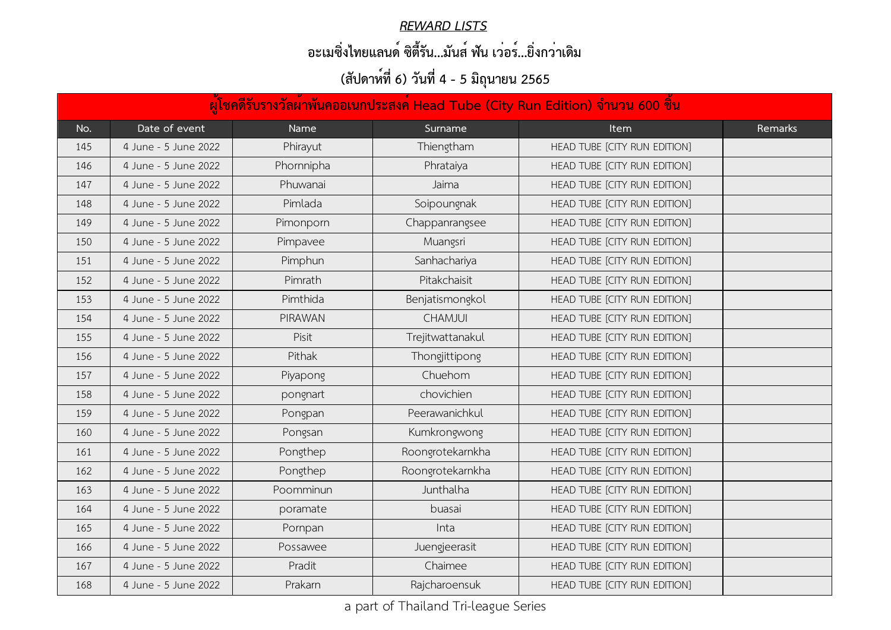## *REWARD LISTS*

## อะเมซิ่งไทยแลนด์ ซิตี้รัน...มันส์ ฟัน เว่อร์...ยิ่งกว่าเดิม

## (สัปดาห์ที่ 6) วันที่ 4 - 5 มิถุนายน 2565

| ผู้โชคดีรับรางวัลผ้าพันคออเนกประสงค์ Head Tube (City Run Edition) จำนวน 600 ชิ้น | | | | | |
|---|---|---|---|---|---|
| No. | Date of event | Name | Surname | Item | Remarks |
| 145 | 4 June - 5 June 2022 | Phirayut | Thiengtham | HEAD TUBE [CITY RUN EDITION] | |
| 146 | 4 June - 5 June 2022 | Phornnipha | Phrataiya | HEAD TUBE [CITY RUN EDITION] | |
| 147 | 4 June - 5 June 2022 | Phuwanai | Jaima | HEAD TUBE [CITY RUN EDITION] | |
| 148 | 4 June - 5 June 2022 | Pimlada | Soipoungnak | HEAD TUBE [CITY RUN EDITION] | |
| 149 | 4 June - 5 June 2022 | Pimonporn | Chappanrangsee | HEAD TUBE [CITY RUN EDITION] | |
| 150 | 4 June - 5 June 2022 | Pimpavee | Muangsri | HEAD TUBE [CITY RUN EDITION] | |
| 151 | 4 June - 5 June 2022 | Pimphun | Sanhachariya | HEAD TUBE [CITY RUN EDITION] | |
| 152 | 4 June - 5 June 2022 | Pimrath | Pitakchaisit | HEAD TUBE [CITY RUN EDITION] | |
| 153 | 4 June - 5 June 2022 | Pimthida | Benjatismongkol | HEAD TUBE [CITY RUN EDITION] | |
| 154 | 4 June - 5 June 2022 | PIRAWAN | CHAMJUI | HEAD TUBE [CITY RUN EDITION] | |
| 155 | 4 June - 5 June 2022 | Pisit | Trejitwattanakul | HEAD TUBE [CITY RUN EDITION] | |
| 156 | 4 June - 5 June 2022 | Pithak | Thongjittipong | HEAD TUBE [CITY RUN EDITION] | |
| 157 | 4 June - 5 June 2022 | Piyapong | Chuehom | HEAD TUBE [CITY RUN EDITION] | |
| 158 | 4 June - 5 June 2022 | pongnart | chovichien | HEAD TUBE [CITY RUN EDITION] | |
| 159 | 4 June - 5 June 2022 | Pongpan | Peerawanichkul | HEAD TUBE [CITY RUN EDITION] | |
| 160 | 4 June - 5 June 2022 | Pongsan | Kumkrongwong | HEAD TUBE [CITY RUN EDITION] | |
| 161 | 4 June - 5 June 2022 | Pongthep | Roongrotekarnkha | HEAD TUBE [CITY RUN EDITION] | |
| 162 | 4 June - 5 June 2022 | Pongthep | Roongrotekarnkha | HEAD TUBE [CITY RUN EDITION] | |
| 163 | 4 June - 5 June 2022 | Poomminun | Junthalha | HEAD TUBE [CITY RUN EDITION] | |
| 164 | 4 June - 5 June 2022 | poramate | buasai | HEAD TUBE [CITY RUN EDITION] | |
| 165 | 4 June - 5 June 2022 | Pornpan | Inta | HEAD TUBE [CITY RUN EDITION] | |
| 166 | 4 June - 5 June 2022 | Possawee | Juengjeerasit | HEAD TUBE [CITY RUN EDITION] | |
| 167 | 4 June - 5 June 2022 | Pradit | Chaimee | HEAD TUBE [CITY RUN EDITION] | |
| 168 | 4 June - 5 June 2022 | Prakarn | Rajcharoensuk | HEAD TUBE [CITY RUN EDITION] | |

a part of Thailand Tri-league Series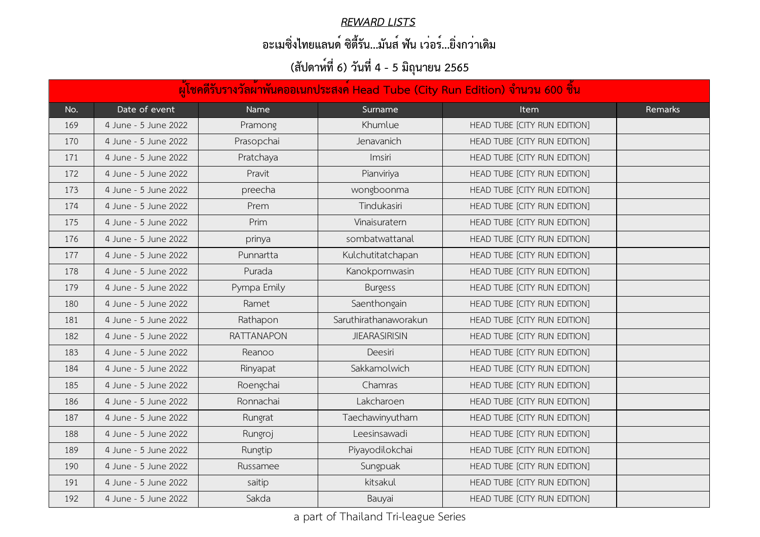***REWARD LISTS***

**อะเมซิ่งไทยแลนด์ ซิตี้รัน...มันส์ ฟัน เว่อร์...ยิ่งกว่าเดิม**

**(สัปดาห์ที่ 6) วันที่ 4 - 5 มิถุนายน 2565**

| ผู้โชคดีรับรางวัลผ้าพันคออเนกประสงค์ Head Tube (City Run Edition) จำนวน 600 ชิ้น | | | | | |
|---|---|---|---|---|---|
| No. | Date of event | Name | Surname | Item | Remarks |
| 169 | 4 June - 5 June 2022 | Pramong | Khumlue | HEAD TUBE [CITY RUN EDITION] | |
| 170 | 4 June - 5 June 2022 | Prasopchai | Jenavanich | HEAD TUBE [CITY RUN EDITION] | |
| 171 | 4 June - 5 June 2022 | Pratchaya | Imsiri | HEAD TUBE [CITY RUN EDITION] | |
| 172 | 4 June - 5 June 2022 | Pravit | Pianviriya | HEAD TUBE [CITY RUN EDITION] | |
| 173 | 4 June - 5 June 2022 | preecha | wongboonma | HEAD TUBE [CITY RUN EDITION] | |
| 174 | 4 June - 5 June 2022 | Prem | Tindukasiri | HEAD TUBE [CITY RUN EDITION] | |
| 175 | 4 June - 5 June 2022 | Prim | Vinaisuratern | HEAD TUBE [CITY RUN EDITION] | |
| 176 | 4 June - 5 June 2022 | prinya | sombatwattanal | HEAD TUBE [CITY RUN EDITION] | |
| 177 | 4 June - 5 June 2022 | Punnartta | Kulchutitatchapan | HEAD TUBE [CITY RUN EDITION] | |
| 178 | 4 June - 5 June 2022 | Purada | Kanokpornwasin | HEAD TUBE [CITY RUN EDITION] | |
| 179 | 4 June - 5 June 2022 | Pympa Emily | Burgess | HEAD TUBE [CITY RUN EDITION] | |
| 180 | 4 June - 5 June 2022 | Ramet | Saenthongain | HEAD TUBE [CITY RUN EDITION] | |
| 181 | 4 June - 5 June 2022 | Rathapon | Saruthirathanaworakun | HEAD TUBE [CITY RUN EDITION] | |
| 182 | 4 June - 5 June 2022 | RATTANAPON | JIEARASIRISIN | HEAD TUBE [CITY RUN EDITION] | |
| 183 | 4 June - 5 June 2022 | Reanoo | Deesiri | HEAD TUBE [CITY RUN EDITION] | |
| 184 | 4 June - 5 June 2022 | Rinyapat | Sakkamolwich | HEAD TUBE [CITY RUN EDITION] | |
| 185 | 4 June - 5 June 2022 | Roengchai | Chamras | HEAD TUBE [CITY RUN EDITION] | |
| 186 | 4 June - 5 June 2022 | Ronnachai | Lakcharoen | HEAD TUBE [CITY RUN EDITION] | |
| 187 | 4 June - 5 June 2022 | Rungrat | Taechawinyutham | HEAD TUBE [CITY RUN EDITION] | |
| 188 | 4 June - 5 June 2022 | Rungroj | Leesinsawadi | HEAD TUBE [CITY RUN EDITION] | |
| 189 | 4 June - 5 June 2022 | Rungtip | Piyayodilokchai | HEAD TUBE [CITY RUN EDITION] | |
| 190 | 4 June - 5 June 2022 | Russamee | Sungpuak | HEAD TUBE [CITY RUN EDITION] | |
| 191 | 4 June - 5 June 2022 | saitip | kitsakul | HEAD TUBE [CITY RUN EDITION] | |
| 192 | 4 June - 5 June 2022 | Sakda | Bauyai | HEAD TUBE [CITY RUN EDITION] | |

a part of Thailand Tri-league Series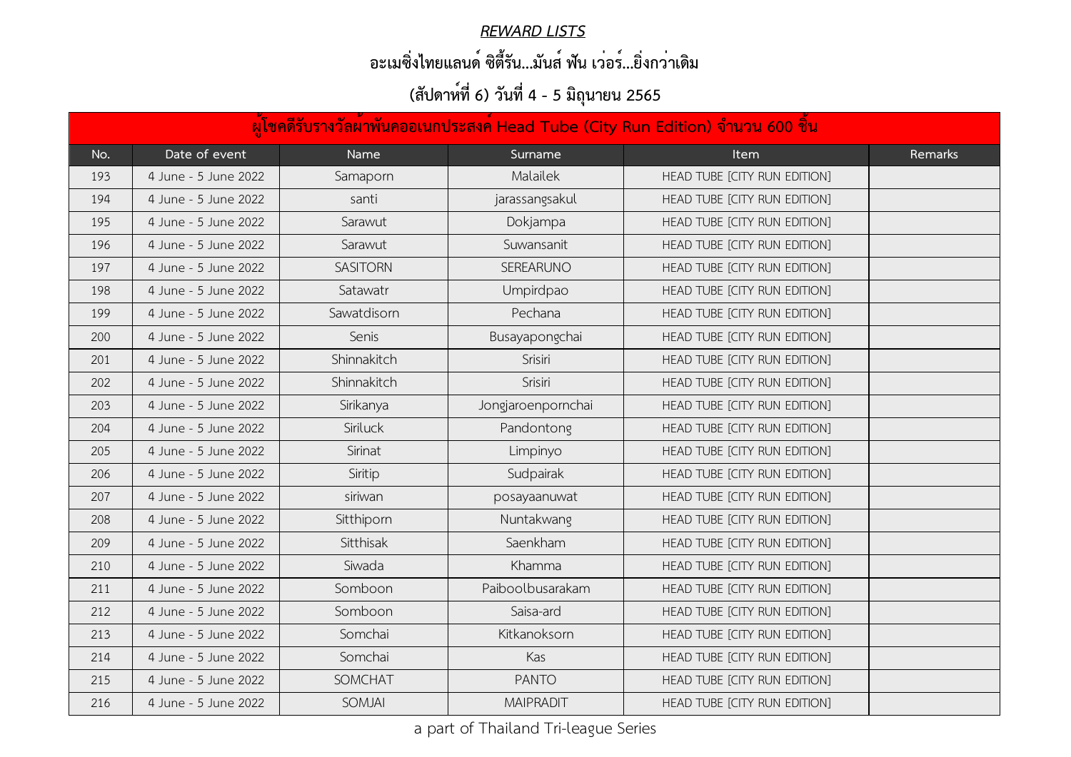***REWARD LISTS***

**อะเมซิ่งไทยแลนด์ ซิตี้รัน...มันส์ ฟัน เว่อร์...ยิ่งกว่าเดิม**

**(สัปดาห์ที่ 6) วันที่ 4 - 5 มิถุนายน 2565**

| ผู้โชคดีรับรางวัลผ้าพันคออเนกประสงค์ Head Tube (City Run Edition) จำนวน 600 ชิ้น | | | | | |
|---|---|---|---|---|---|
| No. | Date of event | Name | Surname | Item | Remarks |
| 193 | 4 June - 5 June 2022 | Samaporn | Malailek | HEAD TUBE [CITY RUN EDITION] | |
| 194 | 4 June - 5 June 2022 | santi | jarassangsakul | HEAD TUBE [CITY RUN EDITION] | |
| 195 | 4 June - 5 June 2022 | Sarawut | Dokjampa | HEAD TUBE [CITY RUN EDITION] | |
| 196 | 4 June - 5 June 2022 | Sarawut | Suwansanit | HEAD TUBE [CITY RUN EDITION] | |
| 197 | 4 June - 5 June 2022 | SASITORN | SEREARUNO | HEAD TUBE [CITY RUN EDITION] | |
| 198 | 4 June - 5 June 2022 | Satawatr | Umpirdpao | HEAD TUBE [CITY RUN EDITION] | |
| 199 | 4 June - 5 June 2022 | Sawatdisorn | Pechana | HEAD TUBE [CITY RUN EDITION] | |
| 200 | 4 June - 5 June 2022 | Senis | Busayapongchai | HEAD TUBE [CITY RUN EDITION] | |
| 201 | 4 June - 5 June 2022 | Shinnakitch | Srisiri | HEAD TUBE [CITY RUN EDITION] | |
| 202 | 4 June - 5 June 2022 | Shinnakitch | Srisiri | HEAD TUBE [CITY RUN EDITION] | |
| 203 | 4 June - 5 June 2022 | Sirikanya | Jongjaroenpornchai | HEAD TUBE [CITY RUN EDITION] | |
| 204 | 4 June - 5 June 2022 | Siriluck | Pandontong | HEAD TUBE [CITY RUN EDITION] | |
| 205 | 4 June - 5 June 2022 | Sirinat | Limpinyo | HEAD TUBE [CITY RUN EDITION] | |
| 206 | 4 June - 5 June 2022 | Siritip | Sudpairak | HEAD TUBE [CITY RUN EDITION] | |
| 207 | 4 June - 5 June 2022 | siriwan | posayaanuwat | HEAD TUBE [CITY RUN EDITION] | |
| 208 | 4 June - 5 June 2022 | Sitthiporn | Nuntakwang | HEAD TUBE [CITY RUN EDITION] | |
| 209 | 4 June - 5 June 2022 | Sitthisak | Saenkham | HEAD TUBE [CITY RUN EDITION] | |
| 210 | 4 June - 5 June 2022 | Siwada | Khamma | HEAD TUBE [CITY RUN EDITION] | |
| 211 | 4 June - 5 June 2022 | Somboon | Paiboolbusarakam | HEAD TUBE [CITY RUN EDITION] | |
| 212 | 4 June - 5 June 2022 | Somboon | Saisa-ard | HEAD TUBE [CITY RUN EDITION] | |
| 213 | 4 June - 5 June 2022 | Somchai | Kitkanoksorn | HEAD TUBE [CITY RUN EDITION] | |
| 214 | 4 June - 5 June 2022 | Somchai | Kas | HEAD TUBE [CITY RUN EDITION] | |
| 215 | 4 June - 5 June 2022 | SOMCHAT | PANTO | HEAD TUBE [CITY RUN EDITION] | |
| 216 | 4 June - 5 June 2022 | SOMJAI | MAIPRADIT | HEAD TUBE [CITY RUN EDITION] | |

a part of Thailand Tri-league Series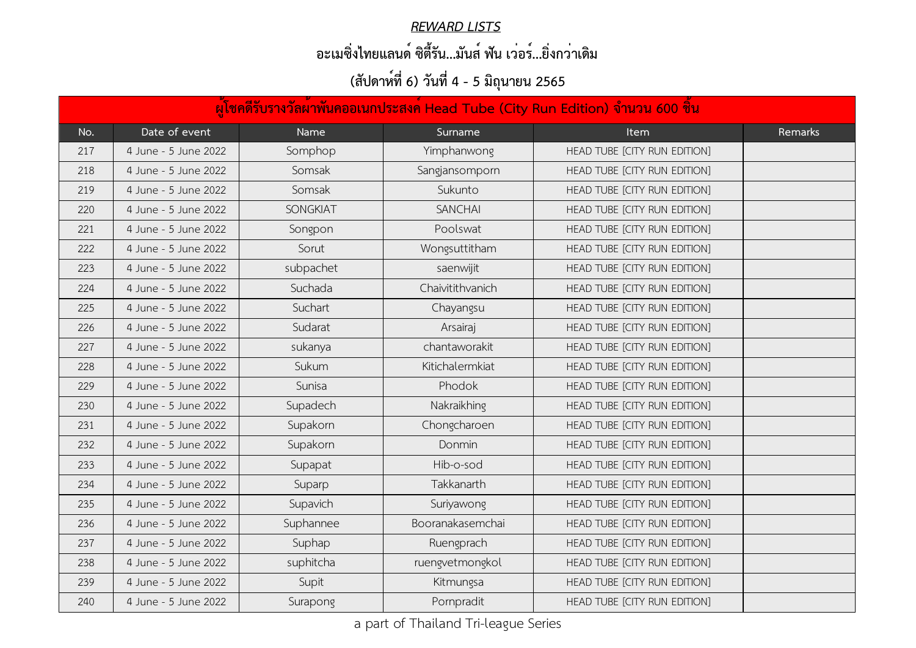***REWARD LISTS***

**อะเมซิ่งไทยแลนด์ ซิตี้รัน...มันส์ ฟัน เว่อร์...ยิ่งกว่าเดิม**

**(สัปดาห์ที่ 6) วันที่ 4 - 5 มิถุนายน 2565**

| ผู้โชคดีรับรางวัลผ้าพันคออเนกประสงค์ Head Tube (City Run Edition) จำนวน 600 ชิ้น | | | | | |
|---|---|---|---|---|---|
| No. | Date of event | Name | Surname | Item | Remarks |
| 217 | 4 June - 5 June 2022 | Somphop | Yimphanwong | HEAD TUBE [CITY RUN EDITION] | |
| 218 | 4 June - 5 June 2022 | Somsak | Sangjansomporn | HEAD TUBE [CITY RUN EDITION] | |
| 219 | 4 June - 5 June 2022 | Somsak | Sukunto | HEAD TUBE [CITY RUN EDITION] | |
| 220 | 4 June - 5 June 2022 | SONGKIAT | SANCHAI | HEAD TUBE [CITY RUN EDITION] | |
| 221 | 4 June - 5 June 2022 | Songpon | Poolswat | HEAD TUBE [CITY RUN EDITION] | |
| 222 | 4 June - 5 June 2022 | Sorut | Wongsuttitham | HEAD TUBE [CITY RUN EDITION] | |
| 223 | 4 June - 5 June 2022 | subpachet | saenwijit | HEAD TUBE [CITY RUN EDITION] | |
| 224 | 4 June - 5 June 2022 | Suchada | Chaivitithvanich | HEAD TUBE [CITY RUN EDITION] | |
| 225 | 4 June - 5 June 2022 | Suchart | Chayangsu | HEAD TUBE [CITY RUN EDITION] | |
| 226 | 4 June - 5 June 2022 | Sudarat | Arsairaj | HEAD TUBE [CITY RUN EDITION] | |
| 227 | 4 June - 5 June 2022 | sukanya | chantaworakit | HEAD TUBE [CITY RUN EDITION] | |
| 228 | 4 June - 5 June 2022 | Sukum | Kitichalermkiat | HEAD TUBE [CITY RUN EDITION] | |
| 229 | 4 June - 5 June 2022 | Sunisa | Phodok | HEAD TUBE [CITY RUN EDITION] | |
| 230 | 4 June - 5 June 2022 | Supadech | Nakraikhing | HEAD TUBE [CITY RUN EDITION] | |
| 231 | 4 June - 5 June 2022 | Supakorn | Chongcharoen | HEAD TUBE [CITY RUN EDITION] | |
| 232 | 4 June - 5 June 2022 | Supakorn | Donmin | HEAD TUBE [CITY RUN EDITION] | |
| 233 | 4 June - 5 June 2022 | Supapat | Hib-o-sod | HEAD TUBE [CITY RUN EDITION] | |
| 234 | 4 June - 5 June 2022 | Suparp | Takkanarth | HEAD TUBE [CITY RUN EDITION] | |
| 235 | 4 June - 5 June 2022 | Supavich | Suriyawong | HEAD TUBE [CITY RUN EDITION] | |
| 236 | 4 June - 5 June 2022 | Suphannee | Booranakasemchai | HEAD TUBE [CITY RUN EDITION] | |
| 237 | 4 June - 5 June 2022 | Suphap | Ruengprach | HEAD TUBE [CITY RUN EDITION] | |
| 238 | 4 June - 5 June 2022 | suphitcha | ruengvetmongkol | HEAD TUBE [CITY RUN EDITION] | |
| 239 | 4 June - 5 June 2022 | Supit | Kitmungsa | HEAD TUBE [CITY RUN EDITION] | |
| 240 | 4 June - 5 June 2022 | Surapong | Pornpradit | HEAD TUBE [CITY RUN EDITION] | |

a part of Thailand Tri-league Series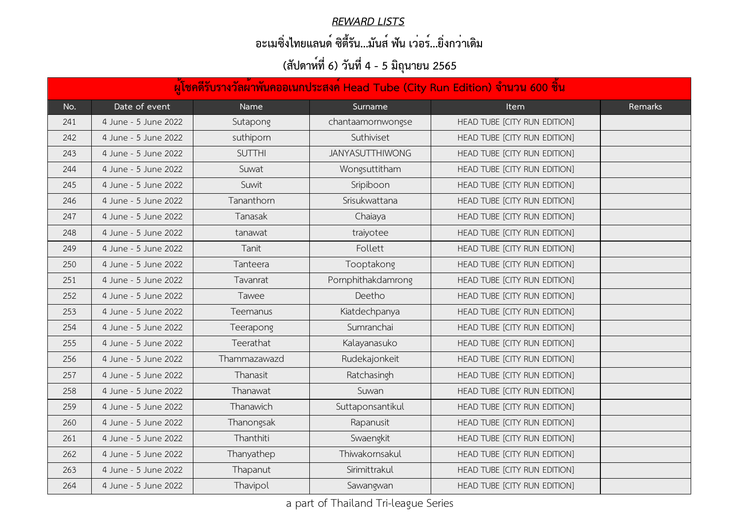***REWARD LISTS***

**อะเมซิ่งไทยแลนด์ ซิตี้รัน...มันส์ ฟัน เว่อร์...ยิ่งกว่าเดิม**

**(สัปดาห์ที่ 6) วันที่ 4 - 5 มิถุนายน 2565**

| ผู้โชคดีรับรางวัลผ้าพันคออเนกประสงค์ Head Tube (City Run Edition) จำนวน 600 ชิ้น | | | | | |
|---|---|---|---|---|---|
| No. | Date of event | Name | Surname | Item | Remarks |
| 241 | 4 June - 5 June 2022 | Sutapong | chantaamornwongse | HEAD TUBE [CITY RUN EDITION] | |
| 242 | 4 June - 5 June 2022 | suthiporn | Suthiviset | HEAD TUBE [CITY RUN EDITION] | |
| 243 | 4 June - 5 June 2022 | SUTTHI | JANYASUTTHIWONG | HEAD TUBE [CITY RUN EDITION] | |
| 244 | 4 June - 5 June 2022 | Suwat | Wongsuttitham | HEAD TUBE [CITY RUN EDITION] | |
| 245 | 4 June - 5 June 2022 | Suwit | Sripiboon | HEAD TUBE [CITY RUN EDITION] | |
| 246 | 4 June - 5 June 2022 | Tananthorn | Srisukwattana | HEAD TUBE [CITY RUN EDITION] | |
| 247 | 4 June - 5 June 2022 | Tanasak | Chaiaya | HEAD TUBE [CITY RUN EDITION] | |
| 248 | 4 June - 5 June 2022 | tanawat | traiyotee | HEAD TUBE [CITY RUN EDITION] | |
| 249 | 4 June - 5 June 2022 | Tanit | Follett | HEAD TUBE [CITY RUN EDITION] | |
| 250 | 4 June - 5 June 2022 | Tanteera | Tooptakong | HEAD TUBE [CITY RUN EDITION] | |
| 251 | 4 June - 5 June 2022 | Tavanrat | Pornphithakdamrong | HEAD TUBE [CITY RUN EDITION] | |
| 252 | 4 June - 5 June 2022 | Tawee | Deetho | HEAD TUBE [CITY RUN EDITION] | |
| 253 | 4 June - 5 June 2022 | Teemanus | Kiatdechpanya | HEAD TUBE [CITY RUN EDITION] | |
| 254 | 4 June - 5 June 2022 | Teerapong | Sumranchai | HEAD TUBE [CITY RUN EDITION] | |
| 255 | 4 June - 5 June 2022 | Teerathat | Kalayanasuko | HEAD TUBE [CITY RUN EDITION] | |
| 256 | 4 June - 5 June 2022 | Thammazawazd | Rudekajonkeit | HEAD TUBE [CITY RUN EDITION] | |
| 257 | 4 June - 5 June 2022 | Thanasit | Ratchasingh | HEAD TUBE [CITY RUN EDITION] | |
| 258 | 4 June - 5 June 2022 | Thanawat | Suwan | HEAD TUBE [CITY RUN EDITION] | |
| 259 | 4 June - 5 June 2022 | Thanawich | Suttaponsantikul | HEAD TUBE [CITY RUN EDITION] | |
| 260 | 4 June - 5 June 2022 | Thanongsak | Rapanusit | HEAD TUBE [CITY RUN EDITION] | |
| 261 | 4 June - 5 June 2022 | Thanthiti | Swaengkit | HEAD TUBE [CITY RUN EDITION] | |
| 262 | 4 June - 5 June 2022 | Thanyathep | Thiwakornsakul | HEAD TUBE [CITY RUN EDITION] | |
| 263 | 4 June - 5 June 2022 | Thapanut | Sirimittrakul | HEAD TUBE [CITY RUN EDITION] | |
| 264 | 4 June - 5 June 2022 | Thavipol | Sawangwan | HEAD TUBE [CITY RUN EDITION] | |

a part of Thailand Tri-league Series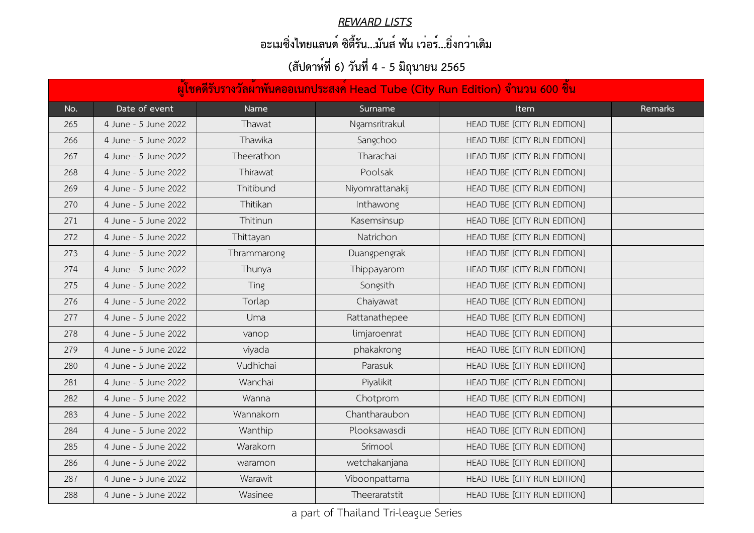# ***REWARD LISTS***

## อะเมซิ่งไทยแลนด์ ซิตี้รัน...มันส์ ฟัน เว่อร์...ยิ่งกว่าเดิม

## (สัปดาห์ที่ 6) วันที่ 4 - 5 มิถุนายน 2565

| ผู้โชคดีรับรางวัลผ้าพันคออเนกประสงค์ Head Tube (City Run Edition) จำนวน 600 ชิ้น | | | | | |
|---|---|---|---|---|---|
| No. | Date of event | Name | Surname | Item | Remarks |
| 265 | 4 June - 5 June 2022 | Thawat | Ngamsritrakul | HEAD TUBE [CITY RUN EDITION] | |
| 266 | 4 June - 5 June 2022 | Thawika | Sangchoo | HEAD TUBE [CITY RUN EDITION] | |
| 267 | 4 June - 5 June 2022 | Theerathon | Tharachai | HEAD TUBE [CITY RUN EDITION] | |
| 268 | 4 June - 5 June 2022 | Thirawat | Poolsak | HEAD TUBE [CITY RUN EDITION] | |
| 269 | 4 June - 5 June 2022 | Thitibund | Niyomrattanakij | HEAD TUBE [CITY RUN EDITION] | |
| 270 | 4 June - 5 June 2022 | Thitikan | Inthawong | HEAD TUBE [CITY RUN EDITION] | |
| 271 | 4 June - 5 June 2022 | Thitinun | Kasemsinsup | HEAD TUBE [CITY RUN EDITION] | |
| 272 | 4 June - 5 June 2022 | Thittayan | Natrichon | HEAD TUBE [CITY RUN EDITION] | |
| 273 | 4 June - 5 June 2022 | Thrammarong | Duangpengrak | HEAD TUBE [CITY RUN EDITION] | |
| 274 | 4 June - 5 June 2022 | Thunya | Thippayarom | HEAD TUBE [CITY RUN EDITION] | |
| 275 | 4 June - 5 June 2022 | Ting | Songsith | HEAD TUBE [CITY RUN EDITION] | |
| 276 | 4 June - 5 June 2022 | Torlap | Chaiyawat | HEAD TUBE [CITY RUN EDITION] | |
| 277 | 4 June - 5 June 2022 | Uma | Rattanathepee | HEAD TUBE [CITY RUN EDITION] | |
| 278 | 4 June - 5 June 2022 | vanop | limjaroenrat | HEAD TUBE [CITY RUN EDITION] | |
| 279 | 4 June - 5 June 2022 | viyada | phakakrong | HEAD TUBE [CITY RUN EDITION] | |
| 280 | 4 June - 5 June 2022 | Vudhichai | Parasuk | HEAD TUBE [CITY RUN EDITION] | |
| 281 | 4 June - 5 June 2022 | Wanchai | Piyalikit | HEAD TUBE [CITY RUN EDITION] | |
| 282 | 4 June - 5 June 2022 | Wanna | Chotprom | HEAD TUBE [CITY RUN EDITION] | |
| 283 | 4 June - 5 June 2022 | Wannakorn | Chantharaubon | HEAD TUBE [CITY RUN EDITION] | |
| 284 | 4 June - 5 June 2022 | Wanthip | Plooksawasdi | HEAD TUBE [CITY RUN EDITION] | |
| 285 | 4 June - 5 June 2022 | Warakorn | Srimool | HEAD TUBE [CITY RUN EDITION] | |
| 286 | 4 June - 5 June 2022 | waramon | wetchakanjana | HEAD TUBE [CITY RUN EDITION] | |
| 287 | 4 June - 5 June 2022 | Warawit | Viboonpattama | HEAD TUBE [CITY RUN EDITION] | |
| 288 | 4 June - 5 June 2022 | Wasinee | Theeraratstit | HEAD TUBE [CITY RUN EDITION] | |

a part of Thailand Tri-league Series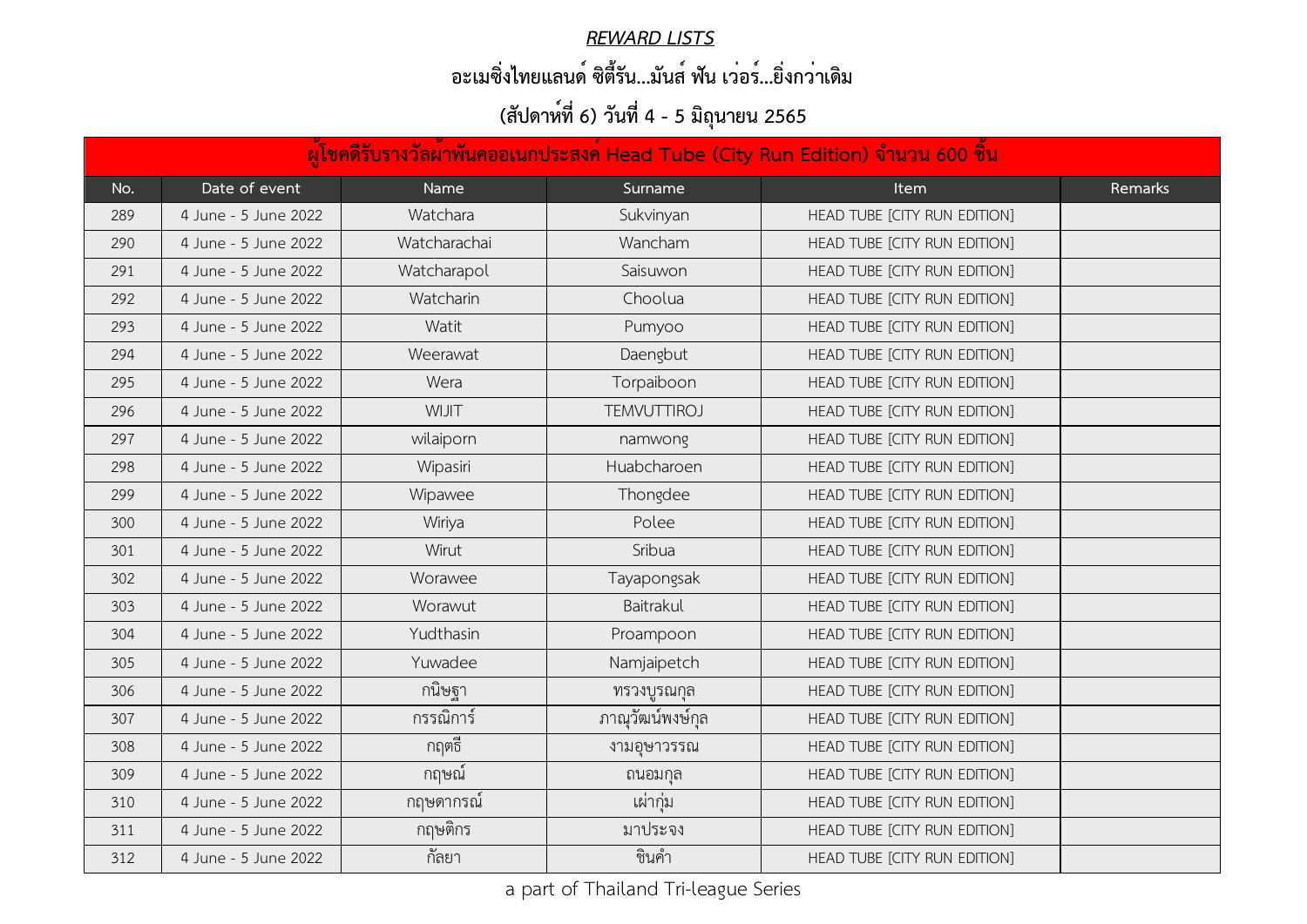## *REWARD LISTS*

## อะเมซิ่งไทยแลนด์ ซิตี้รัน...มันส์ ฟัน เว่อร์...ยิ่งกว่าเดิม

## (สัปดาห์ที่ 6) วันที่ 4 - 5 มิถุนายน 2565

| ผู้โชคดีรับรางวัลผ้าพันคออเนกประสงค์ Head Tube (City Run Edition) จำนวน 600 ชิ้น | | | | | |
|---|---|---|---|---|---|
| No. | Date of event | Name | Surname | Item | Remarks |
| 289 | 4 June - 5 June 2022 | Watchara | Sukvinyan | HEAD TUBE [CITY RUN EDITION] | |
| 290 | 4 June - 5 June 2022 | Watcharachai | Wancham | HEAD TUBE [CITY RUN EDITION] | |
| 291 | 4 June - 5 June 2022 | Watcharapol | Saisuwon | HEAD TUBE [CITY RUN EDITION] | |
| 292 | 4 June - 5 June 2022 | Watcharin | Choolua | HEAD TUBE [CITY RUN EDITION] | |
| 293 | 4 June - 5 June 2022 | Watit | Pumyoo | HEAD TUBE [CITY RUN EDITION] | |
| 294 | 4 June - 5 June 2022 | Weerawat | Daengbut | HEAD TUBE [CITY RUN EDITION] | |
| 295 | 4 June - 5 June 2022 | Wera | Torpaiboon | HEAD TUBE [CITY RUN EDITION] | |
| 296 | 4 June - 5 June 2022 | WIJIT | TEMVUTTIROJ | HEAD TUBE [CITY RUN EDITION] | |
| 297 | 4 June - 5 June 2022 | wilaiporn | namwong | HEAD TUBE [CITY RUN EDITION] | |
| 298 | 4 June - 5 June 2022 | Wipasiri | Huabcharoen | HEAD TUBE [CITY RUN EDITION] | |
| 299 | 4 June - 5 June 2022 | Wipawee | Thongdee | HEAD TUBE [CITY RUN EDITION] | |
| 300 | 4 June - 5 June 2022 | Wiriya | Polee | HEAD TUBE [CITY RUN EDITION] | |
| 301 | 4 June - 5 June 2022 | Wirut | Sribua | HEAD TUBE [CITY RUN EDITION] | |
| 302 | 4 June - 5 June 2022 | Worawee | Tayapongsak | HEAD TUBE [CITY RUN EDITION] | |
| 303 | 4 June - 5 June 2022 | Worawut | Baitrakul | HEAD TUBE [CITY RUN EDITION] | |
| 304 | 4 June - 5 June 2022 | Yudthasin | Proampoon | HEAD TUBE [CITY RUN EDITION] | |
| 305 | 4 June - 5 June 2022 | Yuwadee | Namjaipetch | HEAD TUBE [CITY RUN EDITION] | |
| 306 | 4 June - 5 June 2022 | กนิษฐา | ทรวงบูรณกุล | HEAD TUBE [CITY RUN EDITION] | |
| 307 | 4 June - 5 June 2022 | กรรณิการ์ | ภาณุวัฒน์พงษ์กุล | HEAD TUBE [CITY RUN EDITION] | |
| 308 | 4 June - 5 June 2022 | กฤตธี | งามอุษาวรรณ | HEAD TUBE [CITY RUN EDITION] | |
| 309 | 4 June - 5 June 2022 | กฤษณ์ | ถนอมกุล | HEAD TUBE [CITY RUN EDITION] | |
| 310 | 4 June - 5 June 2022 | กฤษดากรณ์ | เผ่ากุ่ม | HEAD TUBE [CITY RUN EDITION] | |
| 311 | 4 June - 5 June 2022 | กฤษติกร | มาประจง | HEAD TUBE [CITY RUN EDITION] | |
| 312 | 4 June - 5 June 2022 | กัลยา | ชินคำ | HEAD TUBE [CITY RUN EDITION] | |

a part of Thailand Tri-league Series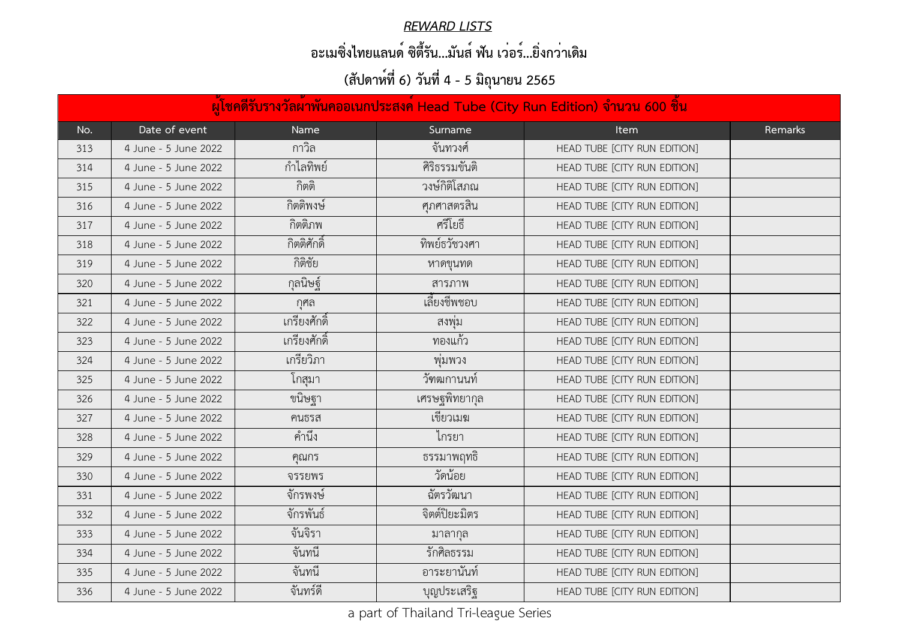***REWARD LISTS***

**อะเมซิ่งไทยแลนด์ ซิตี้รัน...มันส์ ฟัน เว่อร์...ยิ่งกว่าเดิม**

**(สัปดาห์ที่ 6) วันที่ 4 - 5 มิถุนายน 2565**

| ผู้โชคดีรับรางวัลผ้าพันคออเนกประสงค์ Head Tube (City Run Edition) จำนวน 600 ชิ้น | | | | | |
|---|---|---|---|---|---|
| No. | Date of event | Name | Surname | Item | Remarks |
| 313 | 4 June - 5 June 2022 | กาวิล | จันทวงศ์ | HEAD TUBE [CITY RUN EDITION] | |
| 314 | 4 June - 5 June 2022 | กำไลทิพย์ | ศิริธรรมขันติ | HEAD TUBE [CITY RUN EDITION] | |
| 315 | 4 June - 5 June 2022 | กิตติ | วงษ์กิติโสภณ | HEAD TUBE [CITY RUN EDITION] | |
| 316 | 4 June - 5 June 2022 | กิตติพงษ์ | ศุภศาสตรสิน | HEAD TUBE [CITY RUN EDITION] | |
| 317 | 4 June - 5 June 2022 | กิตติภพ | ศรีโยธี | HEAD TUBE [CITY RUN EDITION] | |
| 318 | 4 June - 5 June 2022 | กิตติศักดิ์ | ทิพย์ธวัชวงศา | HEAD TUBE [CITY RUN EDITION] | |
| 319 | 4 June - 5 June 2022 | กิติชัย | หาดขุนทด | HEAD TUBE [CITY RUN EDITION] | |
| 320 | 4 June - 5 June 2022 | กุลนิษฐ์ | สารภาพ | HEAD TUBE [CITY RUN EDITION] | |
| 321 | 4 June - 5 June 2022 | กุศล | เลี้ยงชีพชอบ | HEAD TUBE [CITY RUN EDITION] | |
| 322 | 4 June - 5 June 2022 | เกรียงศักดิ์ | สงพุ่ม | HEAD TUBE [CITY RUN EDITION] | |
| 323 | 4 June - 5 June 2022 | เกรียงศักดิ์ | ทองแก้ว | HEAD TUBE [CITY RUN EDITION] | |
| 324 | 4 June - 5 June 2022 | เกรียวิภา | พุ่มพวง | HEAD TUBE [CITY RUN EDITION] | |
| 325 | 4 June - 5 June 2022 | โกสุมา | วัฑฒกานนท์ | HEAD TUBE [CITY RUN EDITION] | |
| 326 | 4 June - 5 June 2022 | ขนิษฐา | เศรษฐพิทยากุล | HEAD TUBE [CITY RUN EDITION] | |
| 327 | 4 June - 5 June 2022 | คนธรส | เขียวเมฆ | HEAD TUBE [CITY RUN EDITION] | |
| 328 | 4 June - 5 June 2022 | คำนึง | ไกรยา | HEAD TUBE [CITY RUN EDITION] | |
| 329 | 4 June - 5 June 2022 | คุณกร | ธรรมาพฤทธิ | HEAD TUBE [CITY RUN EDITION] | |
| 330 | 4 June - 5 June 2022 | จรรยพร | วัดน้อย | HEAD TUBE [CITY RUN EDITION] | |
| 331 | 4 June - 5 June 2022 | จักรพงษ์ | ฉัตรวัฒนา | HEAD TUBE [CITY RUN EDITION] | |
| 332 | 4 June - 5 June 2022 | จักรพันธ์ | จิตต์ปิยะมิตร | HEAD TUBE [CITY RUN EDITION] | |
| 333 | 4 June - 5 June 2022 | จันจิรา | มาลากุล | HEAD TUBE [CITY RUN EDITION] | |
| 334 | 4 June - 5 June 2022 | จันทนี | รักศิลธรรม | HEAD TUBE [CITY RUN EDITION] | |
| 335 | 4 June - 5 June 2022 | จันทนี | อาระยานันท์ | HEAD TUBE [CITY RUN EDITION] | |
| 336 | 4 June - 5 June 2022 | จันทร์ดี | บุญประเสริฐ | HEAD TUBE [CITY RUN EDITION] | |

a part of Thailand Tri-league Series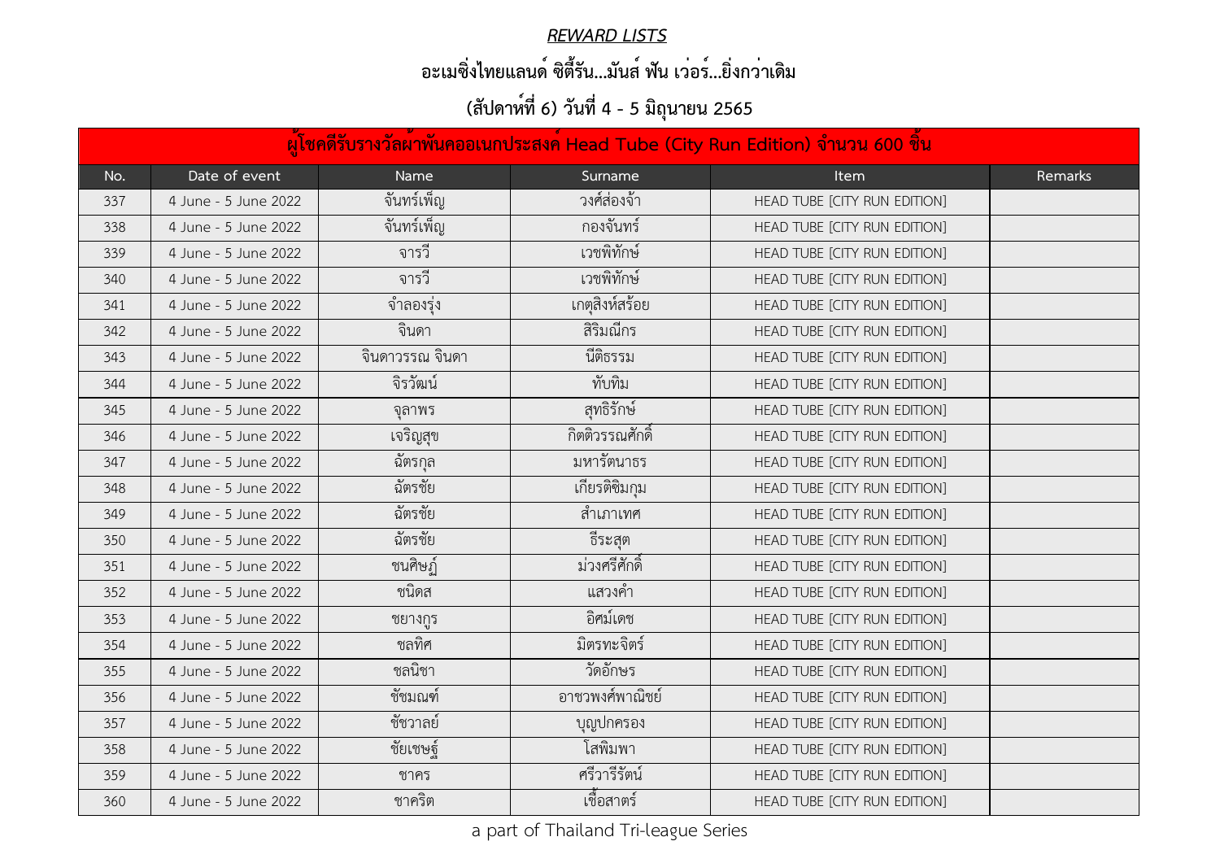***REWARD LISTS***

**อะเมซิ่งไทยแลนด์ ซิตี้รัน...มันส์ ฟัน เว่อร์...ยิ่งกว่าเดิม**

**(สัปดาห์ที่ 6) วันที่ 4 - 5 มิถุนายน 2565**

| ผู้โชคดีรับรางวัลผ้าพันคออเนกประสงค์ Head Tube (City Run Edition) จำนวน 600 ชิ้น | | | | | |
|---|---|---|---|---|---|
| No. | Date of event | Name | Surname | Item | Remarks |
| 337 | 4 June - 5 June 2022 | จันทร์เพ็ญ | วงศ์ส่องจ้า | HEAD TUBE [CITY RUN EDITION] | |
| 338 | 4 June - 5 June 2022 | จันทร์เพ็ญ | กองจันทร์ | HEAD TUBE [CITY RUN EDITION] | |
| 339 | 4 June - 5 June 2022 | จารวี | เวชพิทักษ์ | HEAD TUBE [CITY RUN EDITION] | |
| 340 | 4 June - 5 June 2022 | จารวี | เวชพิทักษ์ | HEAD TUBE [CITY RUN EDITION] | |
| 341 | 4 June - 5 June 2022 | จำลองรุ่ง | เกตุสิงห์สร้อย | HEAD TUBE [CITY RUN EDITION] | |
| 342 | 4 June - 5 June 2022 | จินดา | สิริมณีกร | HEAD TUBE [CITY RUN EDITION] | |
| 343 | 4 June - 5 June 2022 | จินดาวรรณ จินดา | นีติธรรม | HEAD TUBE [CITY RUN EDITION] | |
| 344 | 4 June - 5 June 2022 | จิรวัฒน์ | ทับทิม | HEAD TUBE [CITY RUN EDITION] | |
| 345 | 4 June - 5 June 2022 | จุลาพร | สุทธิรักษ์ | HEAD TUBE [CITY RUN EDITION] | |
| 346 | 4 June - 5 June 2022 | เจริญสุข | กิตติวรรณศักดิ์ | HEAD TUBE [CITY RUN EDITION] | |
| 347 | 4 June - 5 June 2022 | ฉัตรกุล | มหารัตนาธร | HEAD TUBE [CITY RUN EDITION] | |
| 348 | 4 June - 5 June 2022 | ฉัตรชัย | เกียรติชิมกุม | HEAD TUBE [CITY RUN EDITION] | |
| 349 | 4 June - 5 June 2022 | ฉัตรชัย | สำเภาเทศ | HEAD TUBE [CITY RUN EDITION] | |
| 350 | 4 June - 5 June 2022 | ฉัตรชัย | ธีระสุต | HEAD TUBE [CITY RUN EDITION] | |
| 351 | 4 June - 5 June 2022 | ชนศิษฏ์ | ม่วงศรีศักดิ์ | HEAD TUBE [CITY RUN EDITION] | |
| 352 | 4 June - 5 June 2022 | ชนิดส | แสวงคำ | HEAD TUBE [CITY RUN EDITION] | |
| 353 | 4 June - 5 June 2022 | ชยางกูร | อิศม์เดช | HEAD TUBE [CITY RUN EDITION] | |
| 354 | 4 June - 5 June 2022 | ชลทิศ | มิตรทะจิตร์ | HEAD TUBE [CITY RUN EDITION] | |
| 355 | 4 June - 5 June 2022 | ชลนิชา | วัดอักษร | HEAD TUBE [CITY RUN EDITION] | |
| 356 | 4 June - 5 June 2022 | ชัชมณฑ์ | อาชวพงศ์พาณิชย์ | HEAD TUBE [CITY RUN EDITION] | |
| 357 | 4 June - 5 June 2022 | ชัชวาลย์ | บุญปกครอง | HEAD TUBE [CITY RUN EDITION] | |
| 358 | 4 June - 5 June 2022 | ชัยเชษฐ์ | โสพิมพา | HEAD TUBE [CITY RUN EDITION] | |
| 359 | 4 June - 5 June 2022 | ชาคร | ศรีวารีรัตน์ | HEAD TUBE [CITY RUN EDITION] | |
| 360 | 4 June - 5 June 2022 | ชาคริต | เชื้อสาตร์ | HEAD TUBE [CITY RUN EDITION] | |

a part of Thailand Tri-league Series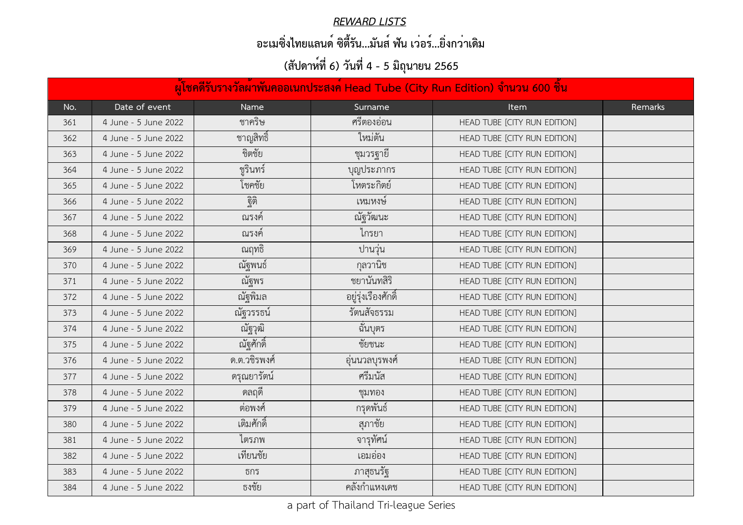## *REWARD LISTS*

## อะเมซิ่งไทยแลนด์ ซิตี้รัน...มันส์ ฟัน เว่อร์...ยิ่งกว่าเดิม

## (สัปดาห์ที่ 6) วันที่ 4 - 5 มิถุนายน 2565

| ผู้โชคดีรับรางวัลผ้าพันคออเนกประสงค์ Head Tube (City Run Edition) จำนวน 600 ชิ้น | | | | | |
|---|---|---|---|---|---|
| No. | Date of event | Name | Surname | Item | Remarks |
| 361 | 4 June - 5 June 2022 | ชาคริษ | ศรีตองอ่อน | HEAD TUBE [CITY RUN EDITION] | |
| 362 | 4 June - 5 June 2022 | ชาญสิทธิ์ | ใหม่ตัน | HEAD TUBE [CITY RUN EDITION] | |
| 363 | 4 June - 5 June 2022 | ชิตชัย | ชุมวรฐายี | HEAD TUBE [CITY RUN EDITION] | |
| 364 | 4 June - 5 June 2022 | ชูรินทร์ | บุญประภากร | HEAD TUBE [CITY RUN EDITION] | |
| 365 | 4 June - 5 June 2022 | โชคชัย | โหตระกิตย์ | HEAD TUBE [CITY RUN EDITION] | |
| 366 | 4 June - 5 June 2022 | ฐิติ | เหมหงษ์ | HEAD TUBE [CITY RUN EDITION] | |
| 367 | 4 June - 5 June 2022 | ณรงค์ | ณัฐวัฒนะ | HEAD TUBE [CITY RUN EDITION] | |
| 368 | 4 June - 5 June 2022 | ณรงค์ | ไกรยา | HEAD TUBE [CITY RUN EDITION] | |
| 369 | 4 June - 5 June 2022 | ณฤทธิ | ปานวุ่น | HEAD TUBE [CITY RUN EDITION] | |
| 370 | 4 June - 5 June 2022 | ณัฐพนธ์ | กุลวานิช | HEAD TUBE [CITY RUN EDITION] | |
| 371 | 4 June - 5 June 2022 | ณัฐพร | ชยานันทสิริ | HEAD TUBE [CITY RUN EDITION] | |
| 372 | 4 June - 5 June 2022 | ณัฐพิมล | อยู่รุ่งเรืองศักดิ์ | HEAD TUBE [CITY RUN EDITION] | |
| 373 | 4 June - 5 June 2022 | ณัฐวรรธน์ | รัตนสัจธรรม | HEAD TUBE [CITY RUN EDITION] | |
| 374 | 4 June - 5 June 2022 | ณัฐวุฒิ | ฉั่นบุตร | HEAD TUBE [CITY RUN EDITION] | |
| 375 | 4 June - 5 June 2022 | ณัฐศักดิ์ | ชัยชนะ | HEAD TUBE [CITY RUN EDITION] | |
| 376 | 4 June - 5 June 2022 | ด.ต.วชิรพงศ์ | อุ่นนวลบุรพงศ์ | HEAD TUBE [CITY RUN EDITION] | |
| 377 | 4 June - 5 June 2022 | ดรุณยารัตน์ | ศรีมนัส | HEAD TUBE [CITY RUN EDITION] | |
| 378 | 4 June - 5 June 2022 | ดลฤดี | ชุมทอง | HEAD TUBE [CITY RUN EDITION] | |
| 379 | 4 June - 5 June 2022 | ต่อพงศ์ | กรุดพันธ์ | HEAD TUBE [CITY RUN EDITION] | |
| 380 | 4 June - 5 June 2022 | เติมศักดิ์ | สุภาชัย | HEAD TUBE [CITY RUN EDITION] | |
| 381 | 4 June - 5 June 2022 | ไตรภพ | จารุทัศน์ | HEAD TUBE [CITY RUN EDITION] | |
| 382 | 4 June - 5 June 2022 | เทียนชัย | เอมอ่อง | HEAD TUBE [CITY RUN EDITION] | |
| 383 | 4 June - 5 June 2022 | ธกร | ภาสุธนรัฐ | HEAD TUBE [CITY RUN EDITION] | |
| 384 | 4 June - 5 June 2022 | ธงชัย | คลังกำแหงเดช | HEAD TUBE [CITY RUN EDITION] | |

a part of Thailand Tri-league Series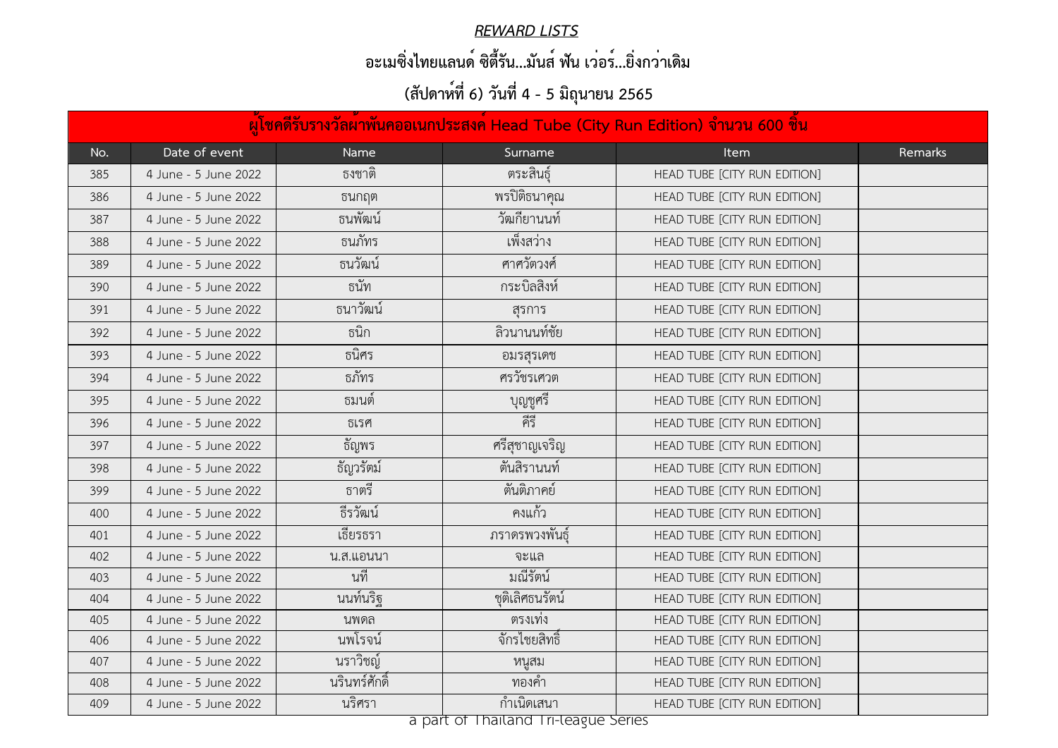## *REWARD LISTS*

### อะเมซิ่งไทยแลนด์ ซิตี้รัน...มันส์ ฟัน เว่อร์...ยิ่งกว่าเดิม

### (สัปดาห์ที่ 6) วันที่ 4 - 5 มิถุนายน 2565

| ผู้โชคดีรับรางวัลผ้าพันคออเนกประสงค์ Head Tube (City Run Edition) จำนวน 600 ชิ้น | | | | | |
|---|---|---|---|---|---|
| No. | Date of event | Name | Surname | Item | Remarks |
| 385 | 4 June - 5 June 2022 | ธงชาติ | ตระสินธุ์ | HEAD TUBE [CITY RUN EDITION] | |
| 386 | 4 June - 5 June 2022 | ธนกฤต | พรปิติธนาคุณ | HEAD TUBE [CITY RUN EDITION] | |
| 387 | 4 June - 5 June 2022 | ธนพัฒน์ | วัฒกียานนท์ | HEAD TUBE [CITY RUN EDITION] | |
| 388 | 4 June - 5 June 2022 | ธนภัทร | เพ็งสว่าง | HEAD TUBE [CITY RUN EDITION] | |
| 389 | 4 June - 5 June 2022 | ธนวัฒน์ | ศาศวัตวงศ์ | HEAD TUBE [CITY RUN EDITION] | |
| 390 | 4 June - 5 June 2022 | ธนัท | กระบิลสิงห์ | HEAD TUBE [CITY RUN EDITION] | |
| 391 | 4 June - 5 June 2022 | ธนาวัฒน์ | สุรการ | HEAD TUBE [CITY RUN EDITION] | |
| 392 | 4 June - 5 June 2022 | ธนิก | ลิวนานนท์ชัย | HEAD TUBE [CITY RUN EDITION] | |
| 393 | 4 June - 5 June 2022 | ธนิศร | อมรสุรเดช | HEAD TUBE [CITY RUN EDITION] | |
| 394 | 4 June - 5 June 2022 | ธภัทร | ศรวัชรเศวต | HEAD TUBE [CITY RUN EDITION] | |
| 395 | 4 June - 5 June 2022 | ธมนต์ | บุญชูศรี | HEAD TUBE [CITY RUN EDITION] | |
| 396 | 4 June - 5 June 2022 | ธเรศ | คีรี | HEAD TUBE [CITY RUN EDITION] | |
| 397 | 4 June - 5 June 2022 | ธัญพร | ศรีสุชาญเจริญ | HEAD TUBE [CITY RUN EDITION] | |
| 398 | 4 June - 5 June 2022 | ธัญวรัตม์ | ตันสิรานนท์ | HEAD TUBE [CITY RUN EDITION] | |
| 399 | 4 June - 5 June 2022 | ธาตรี | ตันติภาคย์ | HEAD TUBE [CITY RUN EDITION] | |
| 400 | 4 June - 5 June 2022 | ธีรวัฒน์ | คงแก้ว | HEAD TUBE [CITY RUN EDITION] | |
| 401 | 4 June - 5 June 2022 | เธียรธรา | ภราดรพวงพันธุ์ | HEAD TUBE [CITY RUN EDITION] | |
| 402 | 4 June - 5 June 2022 | น.ส.แอนนา | จะแล | HEAD TUBE [CITY RUN EDITION] | |
| 403 | 4 June - 5 June 2022 | นที | มณีรัตน์ | HEAD TUBE [CITY RUN EDITION] | |
| 404 | 4 June - 5 June 2022 | นนท์นริฐ | ชุติเลิศธนรัตน์ | HEAD TUBE [CITY RUN EDITION] | |
| 405 | 4 June - 5 June 2022 | นพดล | ตรงเท่ง | HEAD TUBE [CITY RUN EDITION] | |
| 406 | 4 June - 5 June 2022 | นพโรจน์ | จักรไชยสิทธิ์ | HEAD TUBE [CITY RUN EDITION] | |
| 407 | 4 June - 5 June 2022 | นราวิชญ์ | หนูสม | HEAD TUBE [CITY RUN EDITION] | |
| 408 | 4 June - 5 June 2022 | นรินทร์ศักดิ์ | ทองคำ | HEAD TUBE [CITY RUN EDITION] | |
| 409 | 4 June - 5 June 2022 | นริศรา | กำเนิดเสนา | HEAD TUBE [CITY RUN EDITION] | |

a part of Thailand Tri-league Series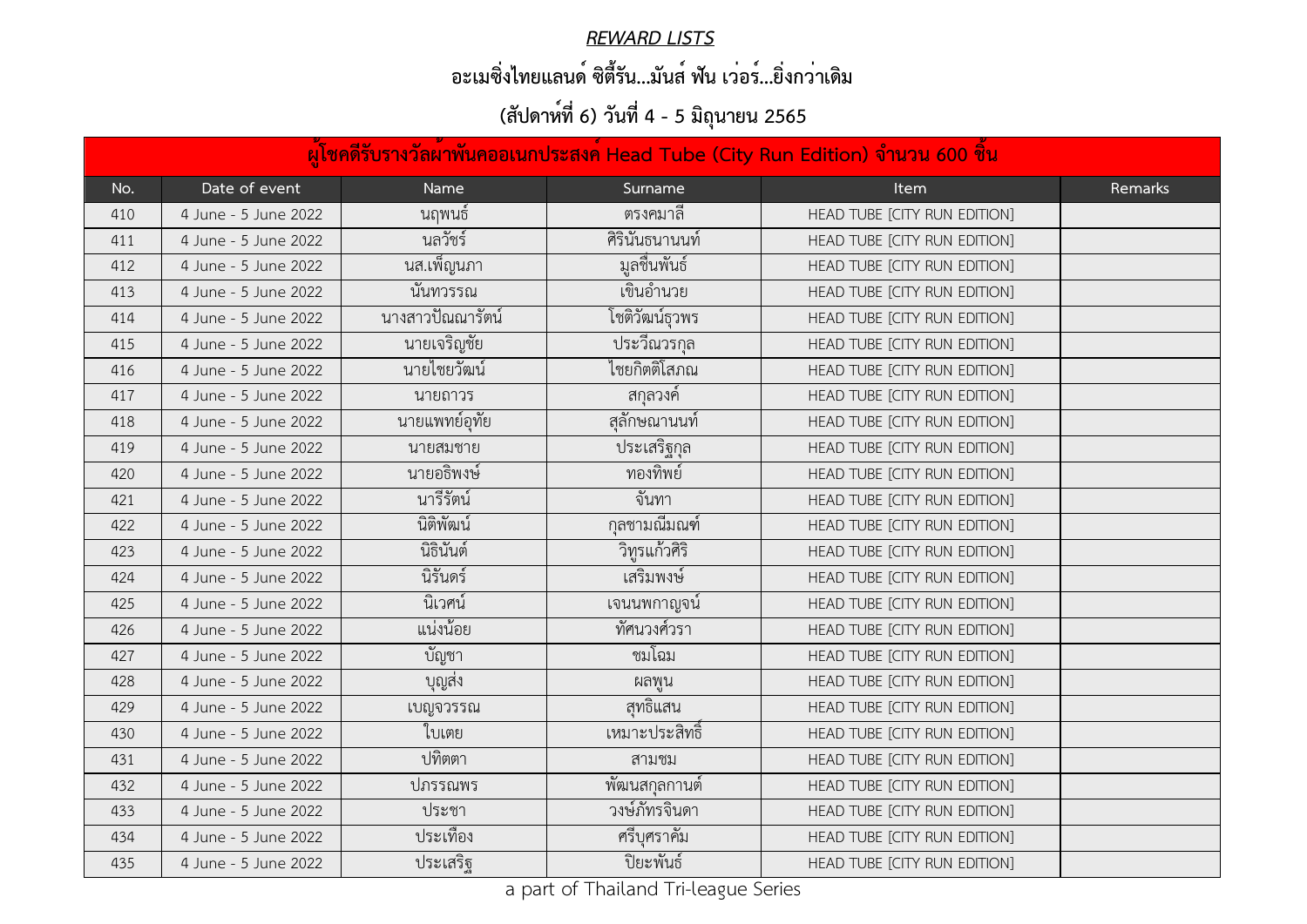***REWARD LISTS***

## อะเมซิ่งไทยแลนด์ ซิตี้รัน...มันส์ ฟัน เว่อร์...ยิ่งกว่าเดิม

## (สัปดาห์ที่ 6) วันที่ 4 - 5 มิถุนายน 2565

| ผู้โชคดีรับรางวัลผ้าพันคออเนกประสงค์ Head Tube (City Run Edition) จำนวน 600 ชิ้น | | | | | |
|---|---|---|---|---|---|
| No. | Date of event | Name | Surname | Item | Remarks |
| 410 | 4 June - 5 June 2022 | นฤพนธ์ | ตรงคมาลี | HEAD TUBE [CITY RUN EDITION] | |
| 411 | 4 June - 5 June 2022 | นลวัชร์ | ศิรินันธนานนท์ | HEAD TUBE [CITY RUN EDITION] | |
| 412 | 4 June - 5 June 2022 | นส.เพ็ญนภา | มูลชื่นพันธ์ | HEAD TUBE [CITY RUN EDITION] | |
| 413 | 4 June - 5 June 2022 | นันทวรรณ | เขินอำนวย | HEAD TUBE [CITY RUN EDITION] | |
| 414 | 4 June - 5 June 2022 | นางสาวปัณณารัตน์ | โชติวัฒน์ธุวพร | HEAD TUBE [CITY RUN EDITION] | |
| 415 | 4 June - 5 June 2022 | นายเจริญชัย | ประวีณวรกุล | HEAD TUBE [CITY RUN EDITION] | |
| 416 | 4 June - 5 June 2022 | นายไชยวัฒน์ | ไชยกิตติโสภณ | HEAD TUBE [CITY RUN EDITION] | |
| 417 | 4 June - 5 June 2022 | นายถาวร | สกุลวงค์ | HEAD TUBE [CITY RUN EDITION] | |
| 418 | 4 June - 5 June 2022 | นายแพทย์อุทัย | สุลักษณานนท์ | HEAD TUBE [CITY RUN EDITION] | |
| 419 | 4 June - 5 June 2022 | นายสมชาย | ประเสริฐกุล | HEAD TUBE [CITY RUN EDITION] | |
| 420 | 4 June - 5 June 2022 | นายอธิพงษ์ | ทองทิพย์ | HEAD TUBE [CITY RUN EDITION] | |
| 421 | 4 June - 5 June 2022 | นารีรัตน์ | จันทา | HEAD TUBE [CITY RUN EDITION] | |
| 422 | 4 June - 5 June 2022 | นิติพัฒน์ | กุลชามณีมณฑ์ | HEAD TUBE [CITY RUN EDITION] | |
| 423 | 4 June - 5 June 2022 | นิธินันต์ | วิฑูรแก้วศิริ | HEAD TUBE [CITY RUN EDITION] | |
| 424 | 4 June - 5 June 2022 | นิรันดร์ | เสริมพงษ์ | HEAD TUBE [CITY RUN EDITION] | |
| 425 | 4 June - 5 June 2022 | นิเวศน์ | เจนนพกาญจน์ | HEAD TUBE [CITY RUN EDITION] | |
| 426 | 4 June - 5 June 2022 | แน่งน้อย | ทัศนวงศ์วรา | HEAD TUBE [CITY RUN EDITION] | |
| 427 | 4 June - 5 June 2022 | บัญชา | ชมโฉม | HEAD TUBE [CITY RUN EDITION] | |
| 428 | 4 June - 5 June 2022 | บุญส่ง | ผลพูน | HEAD TUBE [CITY RUN EDITION] | |
| 429 | 4 June - 5 June 2022 | เบญจวรรณ | สุทธิแสน | HEAD TUBE [CITY RUN EDITION] | |
| 430 | 4 June - 5 June 2022 | ใบเตย | เหมาะประสิทธิ์ | HEAD TUBE [CITY RUN EDITION] | |
| 431 | 4 June - 5 June 2022 | ปทิตตา | สามชม | HEAD TUBE [CITY RUN EDITION] | |
| 432 | 4 June - 5 June 2022 | ปภรรณพร | พัฒนสกุลกานต์ | HEAD TUBE [CITY RUN EDITION] | |
| 433 | 4 June - 5 June 2022 | ประชา | วงษ์ภัทรจินดา | HEAD TUBE [CITY RUN EDITION] | |
| 434 | 4 June - 5 June 2022 | ประเทือง | ศรีบุศราคัม | HEAD TUBE [CITY RUN EDITION] | |
| 435 | 4 June - 5 June 2022 | ประเสริฐ | ปิยะพันธ์ | HEAD TUBE [CITY RUN EDITION] | |

a part of Thailand Tri-league Series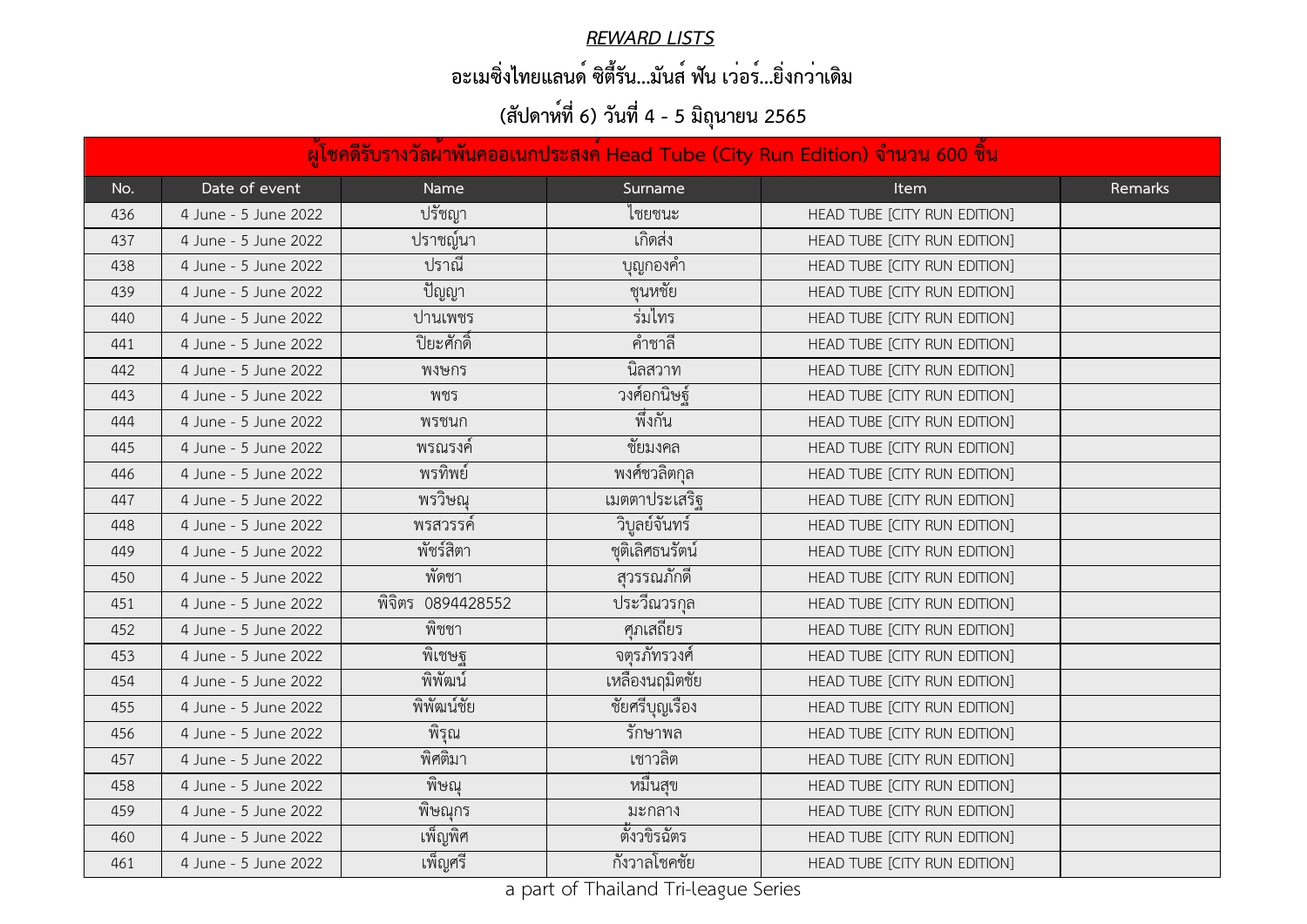***REWARD LISTS***

**อะเมซิ่งไทยแลนด์ ซิตี้รัน...มันส์ ฟัน เว่อร์...ยิ่งกว่าเดิม**

**(สัปดาห์ที่ 6) วันที่ 4 - 5 มิถุนายน 2565**

| ผู้โชคดีรับรางวัลผ้าพันคออเนกประสงค์ Head Tube (City Run Edition) จำนวน 600 ชิ้น | | | | | |
|---|---|---|---|---|---|
| No. | Date of event | Name | Surname | Item | Remarks |
| 436 | 4 June - 5 June 2022 | ปรัชญา | ไชยชนะ | HEAD TUBE [CITY RUN EDITION] | |
| 437 | 4 June - 5 June 2022 | ปราชญ์นา | เกิดส่ง | HEAD TUBE [CITY RUN EDITION] | |
| 438 | 4 June - 5 June 2022 | ปราณี | บุญกองคำ | HEAD TUBE [CITY RUN EDITION] | |
| 439 | 4 June - 5 June 2022 | ปัญญา | ชุนหชัย | HEAD TUBE [CITY RUN EDITION] | |
| 440 | 4 June - 5 June 2022 | ปานเพชร | ร่มไทร | HEAD TUBE [CITY RUN EDITION] | |
| 441 | 4 June - 5 June 2022 | ปิยะศักดิ์ | คำชาลี | HEAD TUBE [CITY RUN EDITION] | |
| 442 | 4 June - 5 June 2022 | พงษกร | นิลสวาท | HEAD TUBE [CITY RUN EDITION] | |
| 443 | 4 June - 5 June 2022 | พชร | วงศ์อกนิษฐ์ | HEAD TUBE [CITY RUN EDITION] | |
| 444 | 4 June - 5 June 2022 | พรชนก | พึ่งกัน | HEAD TUBE [CITY RUN EDITION] | |
| 445 | 4 June - 5 June 2022 | พรณรงค์ | ชัยมงคล | HEAD TUBE [CITY RUN EDITION] | |
| 446 | 4 June - 5 June 2022 | พรทิพย์ | พงศ์ชวลิตกุล | HEAD TUBE [CITY RUN EDITION] | |
| 447 | 4 June - 5 June 2022 | พรวิษณุ | เมตตาประเสริฐ | HEAD TUBE [CITY RUN EDITION] | |
| 448 | 4 June - 5 June 2022 | พรสวรรค์ | วิบูลย์จันทร์ | HEAD TUBE [CITY RUN EDITION] | |
| 449 | 4 June - 5 June 2022 | พัชร์สิตา | ชุติเลิศธนรัตน์ | HEAD TUBE [CITY RUN EDITION] | |
| 450 | 4 June - 5 June 2022 | พัดชา | สุวรรณภักดี | HEAD TUBE [CITY RUN EDITION] | |
| 451 | 4 June - 5 June 2022 | พิจิตร 0894428552 | ประวีณวรกุล | HEAD TUBE [CITY RUN EDITION] | |
| 452 | 4 June - 5 June 2022 | พิชชา | ศุภเสถียร | HEAD TUBE [CITY RUN EDITION] | |
| 453 | 4 June - 5 June 2022 | พิเชษฐ | จตุรภัทรวงศ์ | HEAD TUBE [CITY RUN EDITION] | |
| 454 | 4 June - 5 June 2022 | พิพัฒน์ | เหลืองนฤมิตชัย | HEAD TUBE [CITY RUN EDITION] | |
| 455 | 4 June - 5 June 2022 | พิพัฒน์ชัย | ชัยศรีบุญเรือง | HEAD TUBE [CITY RUN EDITION] | |
| 456 | 4 June - 5 June 2022 | พิรุณ | รักษาพล | HEAD TUBE [CITY RUN EDITION] | |
| 457 | 4 June - 5 June 2022 | พิศติมา | เชาวลิต | HEAD TUBE [CITY RUN EDITION] | |
| 458 | 4 June - 5 June 2022 | พิษณุ | หมื่นสุข | HEAD TUBE [CITY RUN EDITION] | |
| 459 | 4 June - 5 June 2022 | พิษณุกร | มะกลาง | HEAD TUBE [CITY RUN EDITION] | |
| 460 | 4 June - 5 June 2022 | เพ็ญพิศ | ตั้งวชิรฉัตร | HEAD TUBE [CITY RUN EDITION] | |
| 461 | 4 June - 5 June 2022 | เพ็ญศรี | กังวาลโชคชัย | HEAD TUBE [CITY RUN EDITION] | |

a part of Thailand Tri-league Series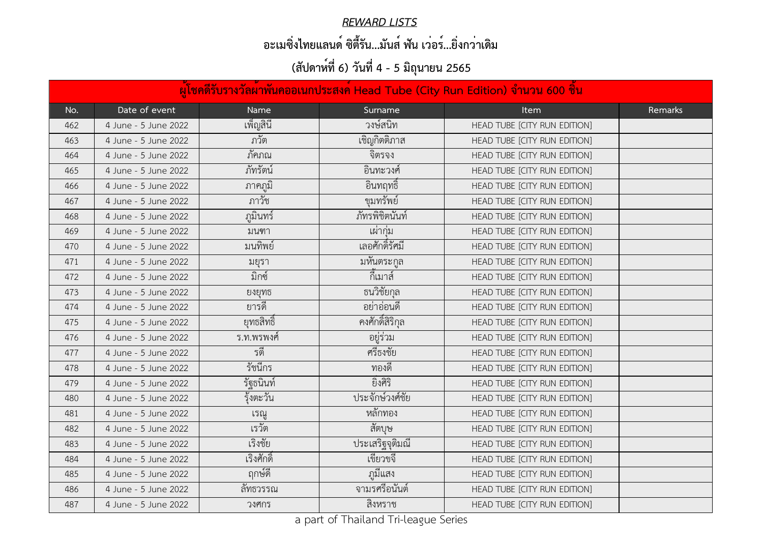***REWARD LISTS***

**อะเมซิ่งไทยแลนด์ ซิตี้รัน...มันส์ ฟัน เว่อร์...ยิ่งกว่าเดิม**

**(สัปดาห์ที่ 6) วันที่ 4 - 5 มิถุนายน 2565**

| ผู้โชคดีรับรางวัลผ้าพันคออเนกประสงค์ Head Tube (City Run Edition) จำนวน 600 ชิ้น | | | | | |
|---|---|---|---|---|---|
| No. | Date of event | Name | Surname | Item | Remarks |
| 462 | 4 June - 5 June 2022 | เพ็ญสินี | วงษ์สนิท | HEAD TUBE [CITY RUN EDITION] | |
| 463 | 4 June - 5 June 2022 | ภวัต | เชิญกิตติภาส | HEAD TUBE [CITY RUN EDITION] | |
| 464 | 4 June - 5 June 2022 | ภัคภณ | จิตรจง | HEAD TUBE [CITY RUN EDITION] | |
| 465 | 4 June - 5 June 2022 | ภัทรัตน์ | อินทะวงศ์ | HEAD TUBE [CITY RUN EDITION] | |
| 466 | 4 June - 5 June 2022 | ภาคภูมิ | อินทฤทธิ์ | HEAD TUBE [CITY RUN EDITION] | |
| 467 | 4 June - 5 June 2022 | ภาวัช | ขุมทรัพย์ | HEAD TUBE [CITY RUN EDITION] | |
| 468 | 4 June - 5 June 2022 | ภูมินทร์ | ภัทรพิชิตนันท์ | HEAD TUBE [CITY RUN EDITION] | |
| 469 | 4 June - 5 June 2022 | มนฑา | เผ่ากุ่ม | HEAD TUBE [CITY RUN EDITION] | |
| 470 | 4 June - 5 June 2022 | มนทิพย์ | เลอศักดิ์รัศมี | HEAD TUBE [CITY RUN EDITION] | |
| 471 | 4 June - 5 June 2022 | มยุรา | มหันตระกูล | HEAD TUBE [CITY RUN EDITION] | |
| 472 | 4 June - 5 June 2022 | มิกซ์ | กิ้เมาส์ | HEAD TUBE [CITY RUN EDITION] | |
| 473 | 4 June - 5 June 2022 | ยงยุทธ | ธนวิชัยกุล | HEAD TUBE [CITY RUN EDITION] | |
| 474 | 4 June - 5 June 2022 | ยารดี | อย่าอ่อนดี | HEAD TUBE [CITY RUN EDITION] | |
| 475 | 4 June - 5 June 2022 | ยุทธสิทธิ์ | คงศักดิ์สิริกุล | HEAD TUBE [CITY RUN EDITION] | |
| 476 | 4 June - 5 June 2022 | ร.ท.พรพงศ์ | อยู่ร่วม | HEAD TUBE [CITY RUN EDITION] | |
| 477 | 4 June - 5 June 2022 | รตี | ศรีธงชัย | HEAD TUBE [CITY RUN EDITION] | |
| 478 | 4 June - 5 June 2022 | รัชนีกร | ทองดี | HEAD TUBE [CITY RUN EDITION] | |
| 479 | 4 June - 5 June 2022 | รัฐธนินท์ | ยิ่งศิริ | HEAD TUBE [CITY RUN EDITION] | |
| 480 | 4 June - 5 June 2022 | รุ้งตะวัน | ประจักษ์วงศ์ชัย | HEAD TUBE [CITY RUN EDITION] | |
| 481 | 4 June - 5 June 2022 | เรณู | หลักทอง | HEAD TUBE [CITY RUN EDITION] | |
| 482 | 4 June - 5 June 2022 | เรวัต | สัตบุษ | HEAD TUBE [CITY RUN EDITION] | |
| 483 | 4 June - 5 June 2022 | เริงชัย | ประเสริฐจุติมณี | HEAD TUBE [CITY RUN EDITION] | |
| 484 | 4 June - 5 June 2022 | เริงศักดิ์ | เขียวขจี | HEAD TUBE [CITY RUN EDITION] | |
| 485 | 4 June - 5 June 2022 | ฤกษ์ดี | ภูมีแสง | HEAD TUBE [CITY RUN EDITION] | |
| 486 | 4 June - 5 June 2022 | ลัทธวรรณ | จามรศรีอนันต์ | HEAD TUBE [CITY RUN EDITION] | |
| 487 | 4 June - 5 June 2022 | วงศกร | สิงหราช | HEAD TUBE [CITY RUN EDITION] | |

a part of Thailand Tri-league Series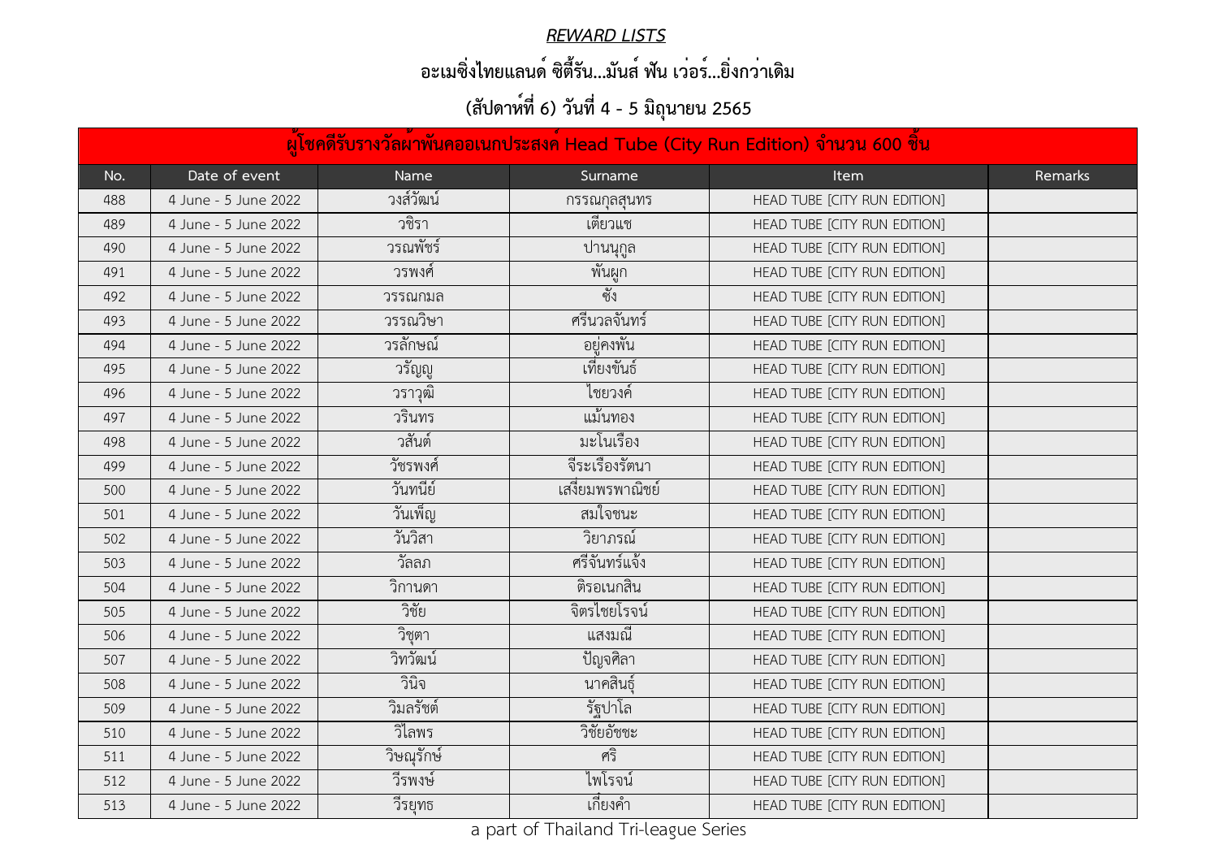***REWARD LISTS***

**อะเมซิ่งไทยแลนด์ ซิตี้รัน...มันส์ ฟัน เว่อร์...ยิ่งกว่าเดิม**

**(สัปดาห์ที่ 6) วันที่ 4 - 5 มิถุนายน 2565**

| ผู้โชคดีรับรางวัลผ้าพันคออเนกประสงค์ Head Tube (City Run Edition) จำนวน 600 ชิ้น | | | | | |
|---|---|---|---|---|---|
| No. | Date of event | Name | Surname | Item | Remarks |
| 488 | 4 June - 5 June 2022 | วงส์วัฒน์ | กรรณกุลสุนทร | HEAD TUBE [CITY RUN EDITION] | |
| 489 | 4 June - 5 June 2022 | วชิรา | เตียวแช | HEAD TUBE [CITY RUN EDITION] | |
| 490 | 4 June - 5 June 2022 | วรณพัชร์ | ปานนุกูล | HEAD TUBE [CITY RUN EDITION] | |
| 491 | 4 June - 5 June 2022 | วรพงศ์ | พันผูก | HEAD TUBE [CITY RUN EDITION] | |
| 492 | 4 June - 5 June 2022 | วรรณกมล | ซัง | HEAD TUBE [CITY RUN EDITION] | |
| 493 | 4 June - 5 June 2022 | วรรณวิษา | ศรีนวลจันทร์ | HEAD TUBE [CITY RUN EDITION] | |
| 494 | 4 June - 5 June 2022 | วรลักษณ์ | อยู่คงพัน | HEAD TUBE [CITY RUN EDITION] | |
| 495 | 4 June - 5 June 2022 | วรัญญู | เที่ยงขันธ์ | HEAD TUBE [CITY RUN EDITION] | |
| 496 | 4 June - 5 June 2022 | วราวุฒิ | ไชยวงค์ | HEAD TUBE [CITY RUN EDITION] | |
| 497 | 4 June - 5 June 2022 | วรินทร | แม้นทอง | HEAD TUBE [CITY RUN EDITION] | |
| 498 | 4 June - 5 June 2022 | วสันต์ | มะโนเรือง | HEAD TUBE [CITY RUN EDITION] | |
| 499 | 4 June - 5 June 2022 | วัชรพงศ์ | จีระเรืองรัตนา | HEAD TUBE [CITY RUN EDITION] | |
| 500 | 4 June - 5 June 2022 | วันทนีย์ | เสงี่ยมพรพาณิชย์ | HEAD TUBE [CITY RUN EDITION] | |
| 501 | 4 June - 5 June 2022 | วันเพ็ญ | สมใจชนะ | HEAD TUBE [CITY RUN EDITION] | |
| 502 | 4 June - 5 June 2022 | วันวิสา | วิยาภรณ์ | HEAD TUBE [CITY RUN EDITION] | |
| 503 | 4 June - 5 June 2022 | วัลลภ | ศรีจันทร์แจ้ง | HEAD TUBE [CITY RUN EDITION] | |
| 504 | 4 June - 5 June 2022 | วิกานดา | ติรอเนกสิน | HEAD TUBE [CITY RUN EDITION] | |
| 505 | 4 June - 5 June 2022 | วิชัย | จิตรไชยโรจน์ | HEAD TUBE [CITY RUN EDITION] | |
| 506 | 4 June - 5 June 2022 | วิชุดา | แสงมณี | HEAD TUBE [CITY RUN EDITION] | |
| 507 | 4 June - 5 June 2022 | วิทวัฒน์ | ปัญจศิลา | HEAD TUBE [CITY RUN EDITION] | |
| 508 | 4 June - 5 June 2022 | วินิจ | นาคสินธุ์ | HEAD TUBE [CITY RUN EDITION] | |
| 509 | 4 June - 5 June 2022 | วิมลรัชต์ | รัฐปาโล | HEAD TUBE [CITY RUN EDITION] | |
| 510 | 4 June - 5 June 2022 | วิไลพร | วิชัยอัชชะ | HEAD TUBE [CITY RUN EDITION] | |
| 511 | 4 June - 5 June 2022 | วิษณุรักษ์ | ศริ | HEAD TUBE [CITY RUN EDITION] | |
| 512 | 4 June - 5 June 2022 | วีรพงษ์ | ไพโรจน์ | HEAD TUBE [CITY RUN EDITION] | |
| 513 | 4 June - 5 June 2022 | วีรยุทธ | เกี่ยงคำ | HEAD TUBE [CITY RUN EDITION] | |

a part of Thailand Tri-league Series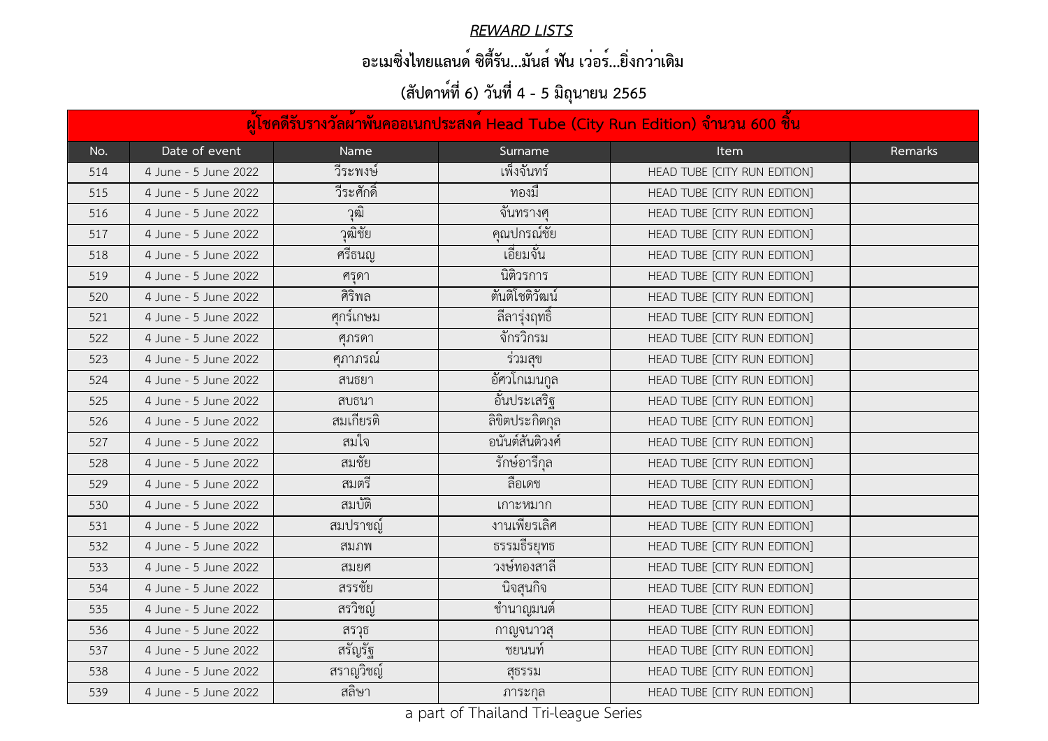## *REWARD LISTS*

## อะเมซิ่งไทยแลนด์ ซิตี้รัน...มันส์ ฟัน เว่อร์...ยิ่งกว่าเดิม

## (สัปดาห์ที่ 6) วันที่ 4 - 5 มิถุนายน 2565

| ผู้โชคดีรับรางวัลผ้าพันคออเนกประสงค์ Head Tube (City Run Edition) จำนวน 600 ชิ้น | | | | | |
|---|---|---|---|---|---|
| No. | Date of event | Name | Surname | Item | Remarks |
| 514 | 4 June - 5 June 2022 | วีระพงษ์ | เพ็งจันทร์ | HEAD TUBE [CITY RUN EDITION] | |
| 515 | 4 June - 5 June 2022 | วีระศักดิ์ | ทองมี | HEAD TUBE [CITY RUN EDITION] | |
| 516 | 4 June - 5 June 2022 | วุฒิ | จันทรางศุ | HEAD TUBE [CITY RUN EDITION] | |
| 517 | 4 June - 5 June 2022 | วุฒิชัย | คุณปกรณ์ชัย | HEAD TUBE [CITY RUN EDITION] | |
| 518 | 4 June - 5 June 2022 | ศรีธนญ | เอี่ยมจั่น | HEAD TUBE [CITY RUN EDITION] | |
| 519 | 4 June - 5 June 2022 | ศรุดา | นิติวรการ | HEAD TUBE [CITY RUN EDITION] | |
| 520 | 4 June - 5 June 2022 | ศิริพล | ตันติโชติวัฒน์ | HEAD TUBE [CITY RUN EDITION] | |
| 521 | 4 June - 5 June 2022 | ศุกร์เกษม | ลีลารุ่งฤทธิ์ | HEAD TUBE [CITY RUN EDITION] | |
| 522 | 4 June - 5 June 2022 | ศุภรดา | จักรวิกรม | HEAD TUBE [CITY RUN EDITION] | |
| 523 | 4 June - 5 June 2022 | ศุภาภรณ์ | ร่วมสุข | HEAD TUBE [CITY RUN EDITION] | |
| 524 | 4 June - 5 June 2022 | สนธยา | อัศวโกเมนกูล | HEAD TUBE [CITY RUN EDITION] | |
| 525 | 4 June - 5 June 2022 | สบธนา | อั้นประเสริฐ | HEAD TUBE [CITY RUN EDITION] | |
| 526 | 4 June - 5 June 2022 | สมเกียรติ | ลิขิตประกิตกุล | HEAD TUBE [CITY RUN EDITION] | |
| 527 | 4 June - 5 June 2022 | สมใจ | อนันต์สันติวงศ์ | HEAD TUBE [CITY RUN EDITION] | |
| 528 | 4 June - 5 June 2022 | สมชัย | รักษ์อารีกุล | HEAD TUBE [CITY RUN EDITION] | |
| 529 | 4 June - 5 June 2022 | สมตรี | ลือเดช | HEAD TUBE [CITY RUN EDITION] | |
| 530 | 4 June - 5 June 2022 | สมบัติ | เกาะหมาก | HEAD TUBE [CITY RUN EDITION] | |
| 531 | 4 June - 5 June 2022 | สมปราชญ์ | งานเพียรเลิศ | HEAD TUBE [CITY RUN EDITION] | |
| 532 | 4 June - 5 June 2022 | สมภพ | ธรรมธีรยุทธ | HEAD TUBE [CITY RUN EDITION] | |
| 533 | 4 June - 5 June 2022 | สมยศ | วงษ์ทองสาลี | HEAD TUBE [CITY RUN EDITION] | |
| 534 | 4 June - 5 June 2022 | สรรชัย | นิจสุนกิจ | HEAD TUBE [CITY RUN EDITION] | |
| 535 | 4 June - 5 June 2022 | สรวิชญ์ | ชำนาญมนต์ | HEAD TUBE [CITY RUN EDITION] | |
| 536 | 4 June - 5 June 2022 | สรวุธ | กาญจนาวสุ | HEAD TUBE [CITY RUN EDITION] | |
| 537 | 4 June - 5 June 2022 | สรัญรัฐ | ชยนนท์ | HEAD TUBE [CITY RUN EDITION] | |
| 538 | 4 June - 5 June 2022 | สราญวิชญ์ | สุธรรม | HEAD TUBE [CITY RUN EDITION] | |
| 539 | 4 June - 5 June 2022 | สลิษา | ภาระกุล | HEAD TUBE [CITY RUN EDITION] | |

a part of Thailand Tri-league Series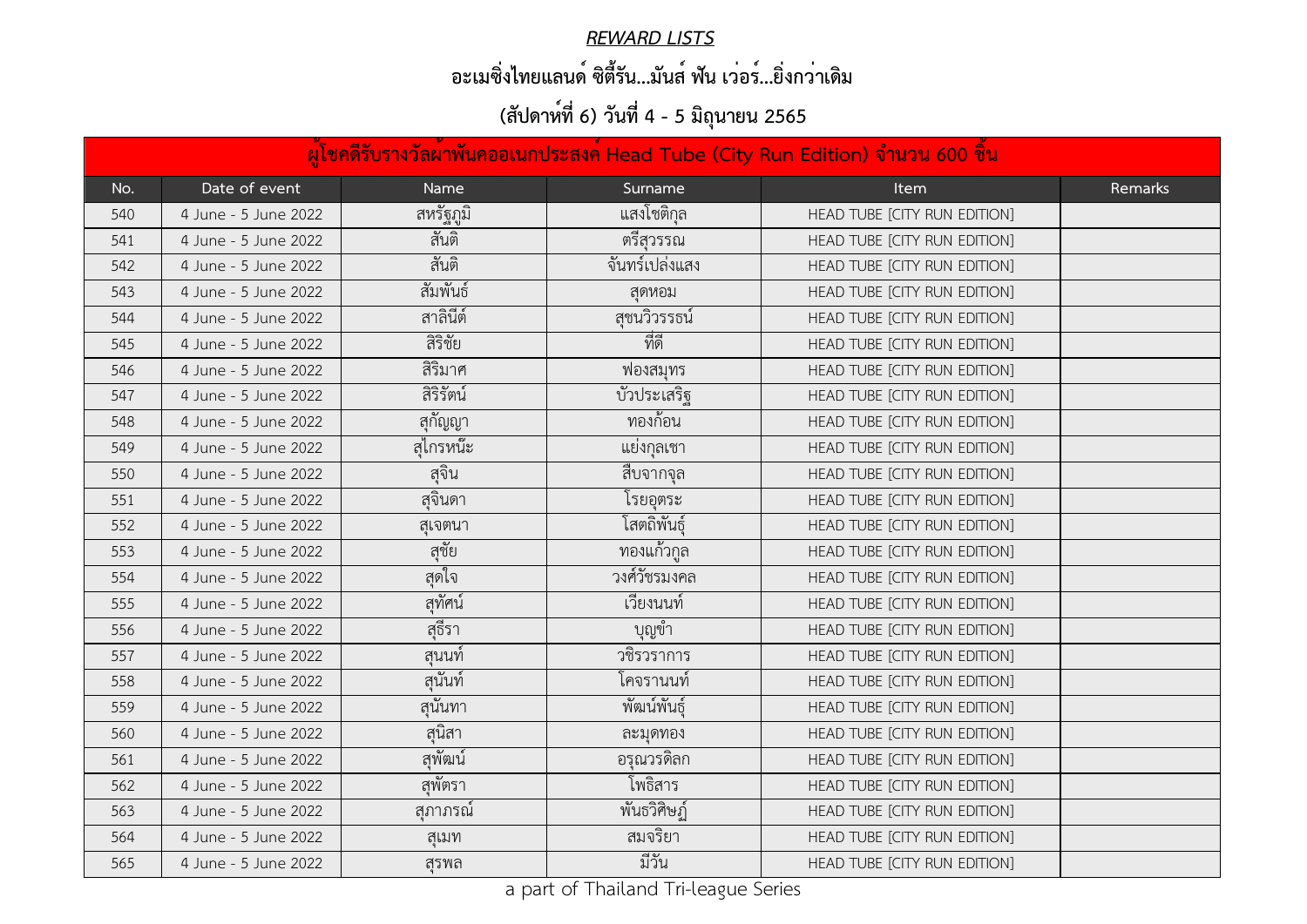***REWARD LISTS***

**อะเมซิ่งไทยแลนด์ ซิตี้รัน...มันส์ ฟัน เว่อร์...ยิ่งกว่าเดิม**

**(สัปดาห์ที่ 6) วันที่ 4 - 5 มิถุนายน 2565**

| ผู้โชคดีรับรางวัลผ้าพันคออเนกประสงค์ Head Tube (City Run Edition) จำนวน 600 ชิ้น | | | | | |
|---|---|---|---|---|---|
| No. | Date of event | Name | Surname | Item | Remarks |
| 540 | 4 June - 5 June 2022 | สหรัฐภูมิ | แสงโชติกุล | HEAD TUBE [CITY RUN EDITION] | |
| 541 | 4 June - 5 June 2022 | สันติ | ตรีสุวรรณ | HEAD TUBE [CITY RUN EDITION] | |
| 542 | 4 June - 5 June 2022 | สันติ | จันทร์เปล่งแสง | HEAD TUBE [CITY RUN EDITION] | |
| 543 | 4 June - 5 June 2022 | สัมพันธ์ | สุดหอม | HEAD TUBE [CITY RUN EDITION] | |
| 544 | 4 June - 5 June 2022 | สาลินีต์ | สุชนวิวรรธน์ | HEAD TUBE [CITY RUN EDITION] | |
| 545 | 4 June - 5 June 2022 | สิริชัย | ที่ดี | HEAD TUBE [CITY RUN EDITION] | |
| 546 | 4 June - 5 June 2022 | สิริมาศ | ฟองสมุทร | HEAD TUBE [CITY RUN EDITION] | |
| 547 | 4 June - 5 June 2022 | สิริรัตน์ | บัวประเสริฐ | HEAD TUBE [CITY RUN EDITION] | |
| 548 | 4 June - 5 June 2022 | สุกัญญา | ทองก้อน | HEAD TUBE [CITY RUN EDITION] | |
| 549 | 4 June - 5 June 2022 | สุไกรหนิ๊ะ | แย่งกุลเชา | HEAD TUBE [CITY RUN EDITION] | |
| 550 | 4 June - 5 June 2022 | สุจิน | สืบจากจุล | HEAD TUBE [CITY RUN EDITION] | |
| 551 | 4 June - 5 June 2022 | สุจินดา | โรยอุตระ | HEAD TUBE [CITY RUN EDITION] | |
| 552 | 4 June - 5 June 2022 | สุเจตนา | โสตถิพันธุ์ | HEAD TUBE [CITY RUN EDITION] | |
| 553 | 4 June - 5 June 2022 | สุชัย | ทองแก้วกูล | HEAD TUBE [CITY RUN EDITION] | |
| 554 | 4 June - 5 June 2022 | สุดใจ | วงศ์วัชรมงคล | HEAD TUBE [CITY RUN EDITION] | |
| 555 | 4 June - 5 June 2022 | สุทัศน์ | เวียงนนท์ | HEAD TUBE [CITY RUN EDITION] | |
| 556 | 4 June - 5 June 2022 | สุธีรา | บุญขำ | HEAD TUBE [CITY RUN EDITION] | |
| 557 | 4 June - 5 June 2022 | สุนนท์ | วชิรวราการ | HEAD TUBE [CITY RUN EDITION] | |
| 558 | 4 June - 5 June 2022 | สุนันท์ | โคจรานนท์ | HEAD TUBE [CITY RUN EDITION] | |
| 559 | 4 June - 5 June 2022 | สุนันทา | พัฒน์พันธุ์ | HEAD TUBE [CITY RUN EDITION] | |
| 560 | 4 June - 5 June 2022 | สุนิสา | ละมุดทอง | HEAD TUBE [CITY RUN EDITION] | |
| 561 | 4 June - 5 June 2022 | สุพัฒน์ | อรุณวรดิลก | HEAD TUBE [CITY RUN EDITION] | |
| 562 | 4 June - 5 June 2022 | สุพัตรา | โพธิสาร | HEAD TUBE [CITY RUN EDITION] | |
| 563 | 4 June - 5 June 2022 | สุภาภรณ์ | พันธวิศิษฏ์ | HEAD TUBE [CITY RUN EDITION] | |
| 564 | 4 June - 5 June 2022 | สุเมท | สมจริยา | HEAD TUBE [CITY RUN EDITION] | |
| 565 | 4 June - 5 June 2022 | สุรพล | มีวัน | HEAD TUBE [CITY RUN EDITION] | |

a part of Thailand Tri-league Series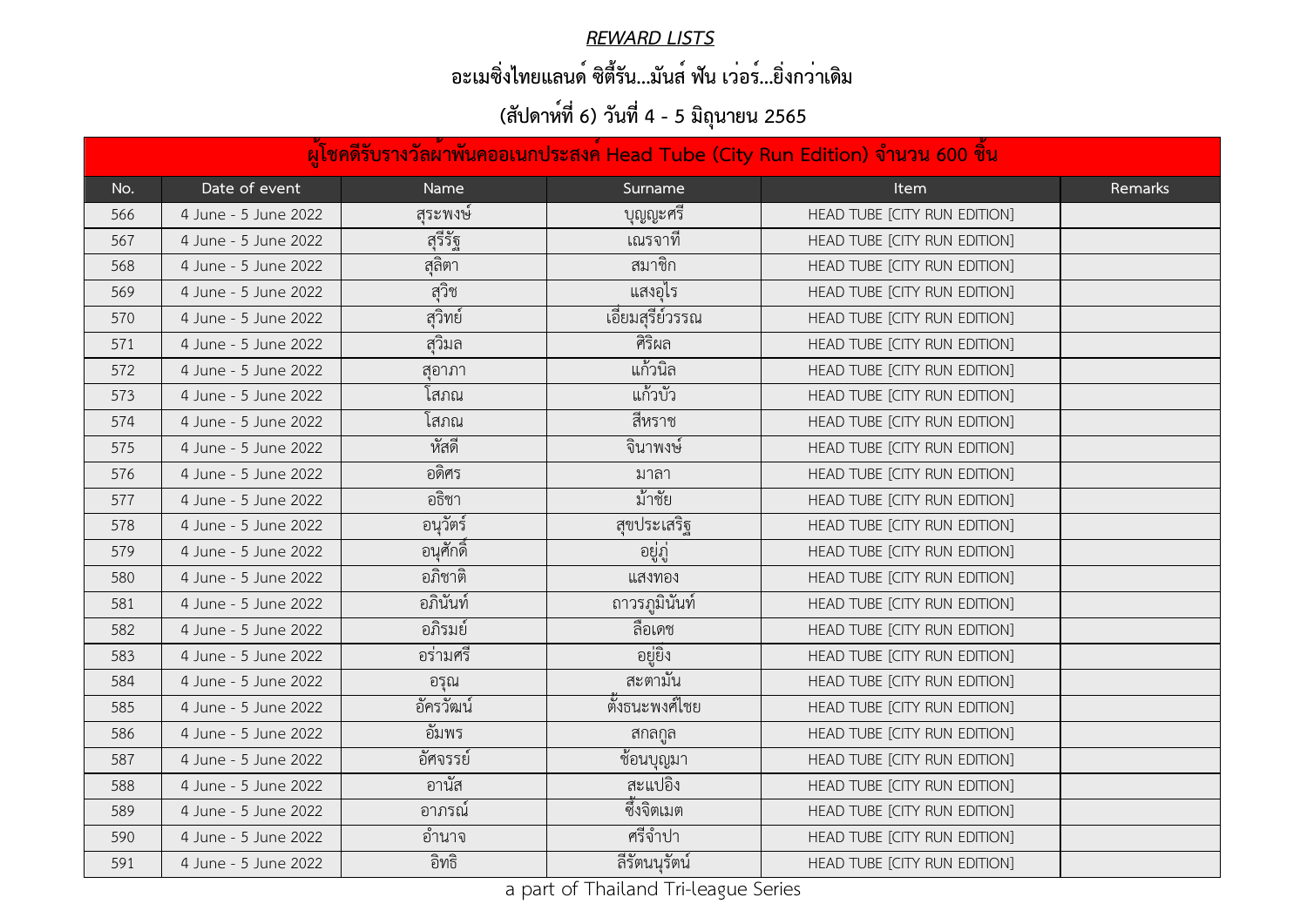## *REWARD LISTS*

## อะเมซิ่งไทยแลนด์ ซิตี้รัน...มันส์ ฟัน เว่อร์...ยิ่งกว่าเดิม

## (สัปดาห์ที่ 6) วันที่ 4 - 5 มิถุนายน 2565

| ผู้โชคดีรับรางวัลผ้าพันคออเนกประสงค์ Head Tube (City Run Edition) จำนวน 600 ชิ้น | | | | | |
|---|---|---|---|---|---|
| No. | Date of event | Name | Surname | Item | Remarks |
| 566 | 4 June - 5 June 2022 | สุระพงษ์ | บุญญะศรี | HEAD TUBE [CITY RUN EDITION] | |
| 567 | 4 June - 5 June 2022 | สุรีรัฐ | เณรจาที | HEAD TUBE [CITY RUN EDITION] | |
| 568 | 4 June - 5 June 2022 | สุลิตา | สมาชิก | HEAD TUBE [CITY RUN EDITION] | |
| 569 | 4 June - 5 June 2022 | สุวิช | แสงอุไร | HEAD TUBE [CITY RUN EDITION] | |
| 570 | 4 June - 5 June 2022 | สุวิทย์ | เอี่ยมสุรีย์วรรณ | HEAD TUBE [CITY RUN EDITION] | |
| 571 | 4 June - 5 June 2022 | สุวิมล | ศิริผล | HEAD TUBE [CITY RUN EDITION] | |
| 572 | 4 June - 5 June 2022 | สุอาภา | แก้วนิล | HEAD TUBE [CITY RUN EDITION] | |
| 573 | 4 June - 5 June 2022 | โสภณ | แก้วบัว | HEAD TUBE [CITY RUN EDITION] | |
| 574 | 4 June - 5 June 2022 | โสภณ | สีหราช | HEAD TUBE [CITY RUN EDITION] | |
| 575 | 4 June - 5 June 2022 | หัสดี | จินาพงษ์ | HEAD TUBE [CITY RUN EDITION] | |
| 576 | 4 June - 5 June 2022 | อติศร | มาลา | HEAD TUBE [CITY RUN EDITION] | |
| 577 | 4 June - 5 June 2022 | อธิชา | ม้าชัย | HEAD TUBE [CITY RUN EDITION] | |
| 578 | 4 June - 5 June 2022 | อนุวัตร์ | สุขประเสริฐ | HEAD TUBE [CITY RUN EDITION] | |
| 579 | 4 June - 5 June 2022 | อนุศักดิ์ | อยู่ภู่ | HEAD TUBE [CITY RUN EDITION] | |
| 580 | 4 June - 5 June 2022 | อภิชาติ | แสงทอง | HEAD TUBE [CITY RUN EDITION] | |
| 581 | 4 June - 5 June 2022 | อภินันท์ | ถาวรภูมินันท์ | HEAD TUBE [CITY RUN EDITION] | |
| 582 | 4 June - 5 June 2022 | อภิรมย์ | ลือเดช | HEAD TUBE [CITY RUN EDITION] | |
| 583 | 4 June - 5 June 2022 | อร่ามศรี | อยู่ยิ่ง | HEAD TUBE [CITY RUN EDITION] | |
| 584 | 4 June - 5 June 2022 | อรุณ | สะตามัน | HEAD TUBE [CITY RUN EDITION] | |
| 585 | 4 June - 5 June 2022 | อัครวัฒน์ | ตั้งธนะพงศ์ไชย | HEAD TUBE [CITY RUN EDITION] | |
| 586 | 4 June - 5 June 2022 | อัมพร | สกลกูล | HEAD TUBE [CITY RUN EDITION] | |
| 587 | 4 June - 5 June 2022 | อัศจรรย์ | ช้อนบุญมา | HEAD TUBE [CITY RUN EDITION] | |
| 588 | 4 June - 5 June 2022 | อานัส | สะแปอิง | HEAD TUBE [CITY RUN EDITION] | |
| 589 | 4 June - 5 June 2022 | อาภรณ์ | ซึ้งจิตเมต | HEAD TUBE [CITY RUN EDITION] | |
| 590 | 4 June - 5 June 2022 | อำนาจ | ศรีจำปา | HEAD TUBE [CITY RUN EDITION] | |
| 591 | 4 June - 5 June 2022 | อิทธิ | ลีรัตนนุรัตน์ | HEAD TUBE [CITY RUN EDITION] | |

a part of Thailand Tri-league Series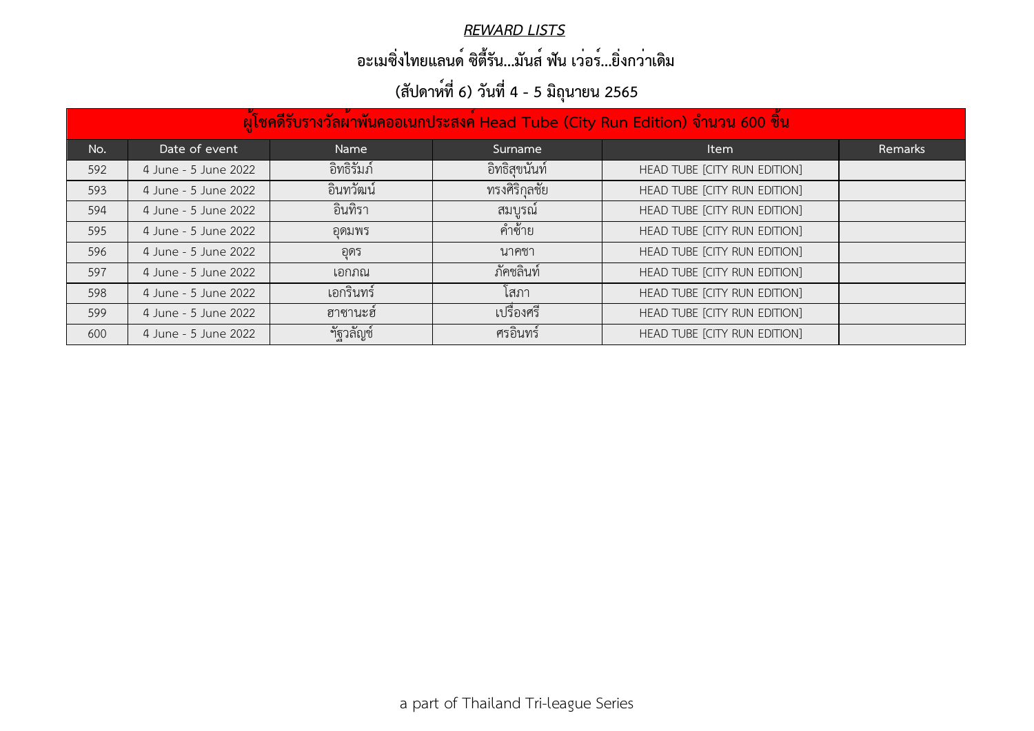***REWARD LISTS***

**อะเมซิ่งไทยแลนด์ ซิตี้รัน...มันส์ ฟัน เว่อร์...ยิ่งกว่าเดิม**

**(สัปดาห์ที่ 6) วันที่ 4 - 5 มิถุนายน 2565**

| ผู้โชคดีรับรางวัลผ้าพันคออเนกประสงค์ Head Tube (City Run Edition) จำนวน 600 ชิ้น | | | | | |
|---|---|---|---|---|---|
| No. | Date of event | Name | Surname | Item | Remarks |
| 592 | 4 June - 5 June 2022 | อิทธิรัมภ์ | อิทธิสุขนันท์ | HEAD TUBE [CITY RUN EDITION] | |
| 593 | 4 June - 5 June 2022 | อินทวัฒน์ | ทรงศิริกุลชัย | HEAD TUBE [CITY RUN EDITION] | |
| 594 | 4 June - 5 June 2022 | อินทิรา | สมบูรณ์ | HEAD TUBE [CITY RUN EDITION] | |
| 595 | 4 June - 5 June 2022 | อุดมพร | คำช้าย | HEAD TUBE [CITY RUN EDITION] | |
| 596 | 4 June - 5 June 2022 | อุดร | นาคชา | HEAD TUBE [CITY RUN EDITION] | |
| 597 | 4 June - 5 June 2022 | เอกภณ | ภัคชลินท์ | HEAD TUBE [CITY RUN EDITION] | |
| 598 | 4 June - 5 June 2022 | เอกรินทร์ | โสภา | HEAD TUBE [CITY RUN EDITION] | |
| 599 | 4 June - 5 June 2022 | ฮาซานะฮ์ | เปรื่องศรี | HEAD TUBE [CITY RUN EDITION] | |
| 600 | 4 June - 5 June 2022 | ฑัฐวลัญช์ | ศรอินทร์ | HEAD TUBE [CITY RUN EDITION] | |

a part of Thailand Tri-league Series